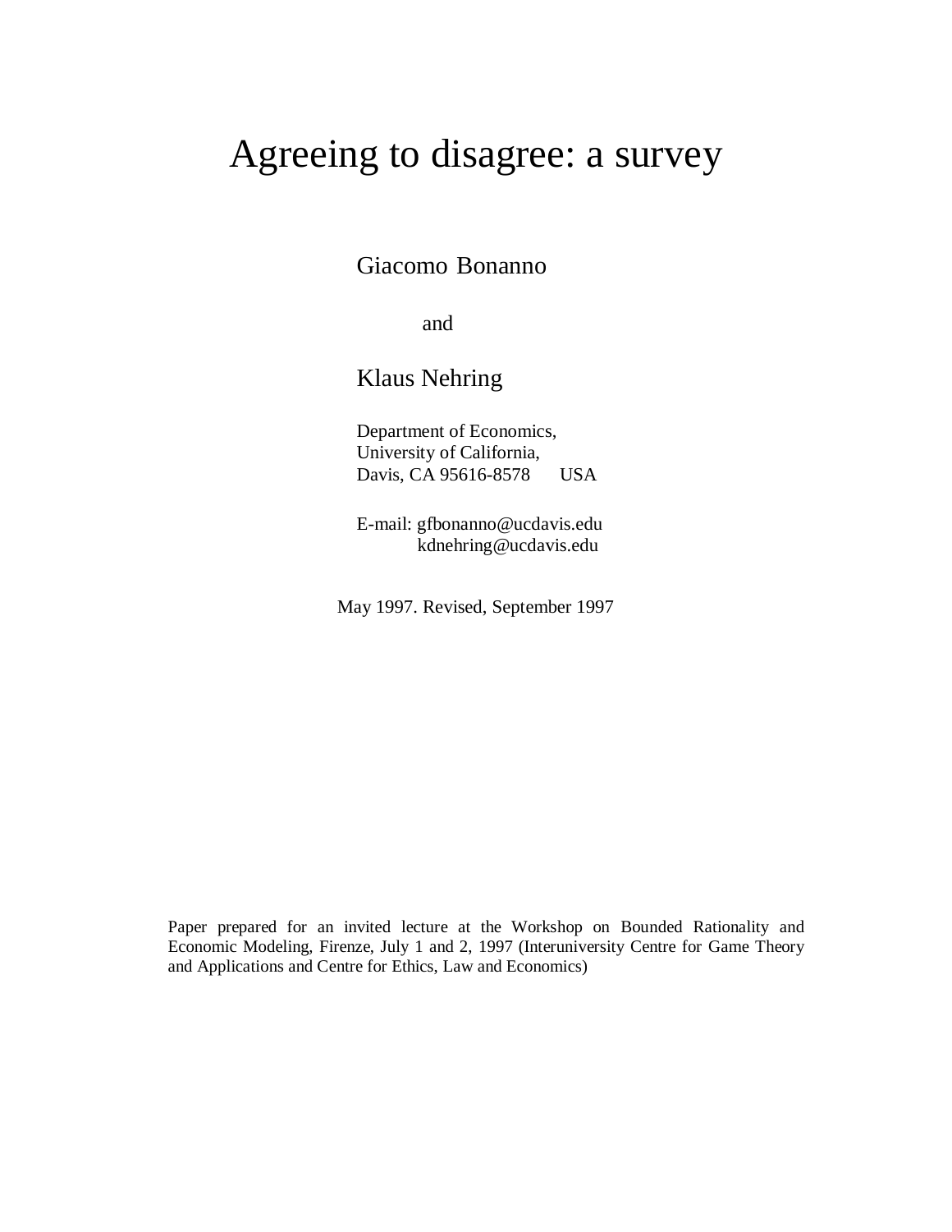# Agreeing to disagree: a survey

Giacomo Bonanno

and

Klaus Nehring

Department of Economics,
University of California,
Davis, CA 95616-8578 USA

E-mail: gfbonanno@ucdavis.edu
kdnehring@ucdavis.edu

May 1997. Revised, September 1997

Paper prepared for an invited lecture at the Workshop on Bounded Rationality and Economic Modeling, Firenze, July 1 and 2, 1997 (Interuniversity Centre for Game Theory and Applications and Centre for Ethics, Law and Economics)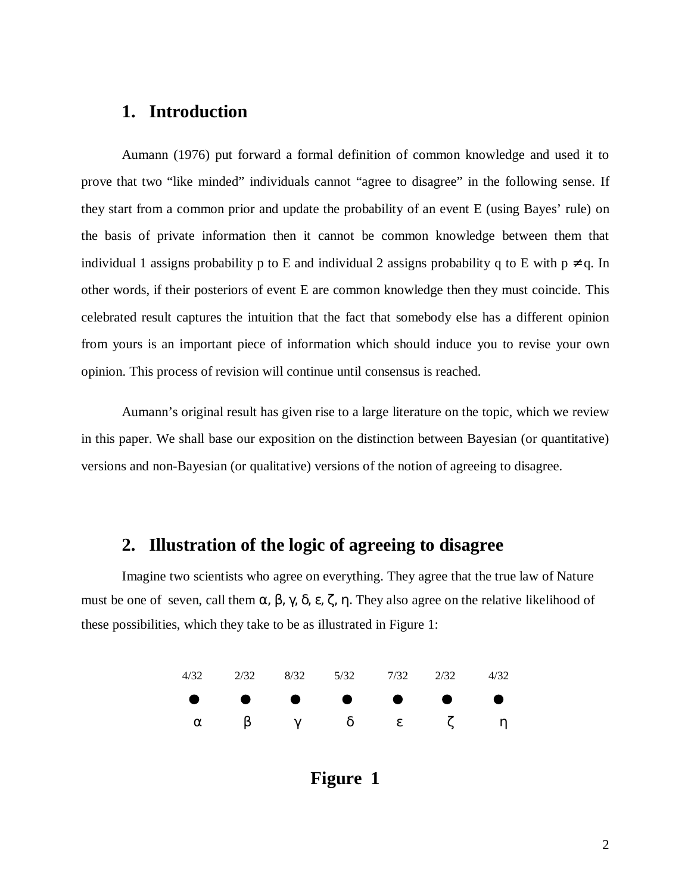## 1. Introduction

Aumann (1976) put forward a formal definition of common knowledge and used it to prove that two "like minded" individuals cannot "agree to disagree" in the following sense. If they start from a common prior and update the probability of an event E (using Bayes' rule) on the basis of private information then it cannot be common knowledge between them that individual 1 assigns probability p to E and individual 2 assigns probability q to E with $p \neq q$. In other words, if their posteriors of event E are common knowledge then they must coincide. This celebrated result captures the intuition that the fact that somebody else has a different opinion from yours is an important piece of information which should induce you to revise your own opinion. This process of revision will continue until consensus is reached.

Aumann's original result has given rise to a large literature on the topic, which we review in this paper. We shall base our exposition on the distinction between Bayesian (or quantitative) versions and non-Bayesian (or qualitative) versions of the notion of agreeing to disagree.

## 2. Illustration of the logic of agreeing to disagree

Imagine two scientists who agree on everything. They agree that the true law of Nature must be one of seven, call them α, β, γ, δ, ε, ζ, η. They also agree on the relative likelihood of these possibilities, which they take to be as illustrated in Figure 1:

| 4/32 | 2/32 | 8/32 | 5/32 | 7/32 | 2/32 | 4/32 |
|---|---|---|---|---|---|---|
| ● | ● | ● | ● | ● | ● | ● |
| α | β | γ | δ | ε | ζ | η |

**Figure 1**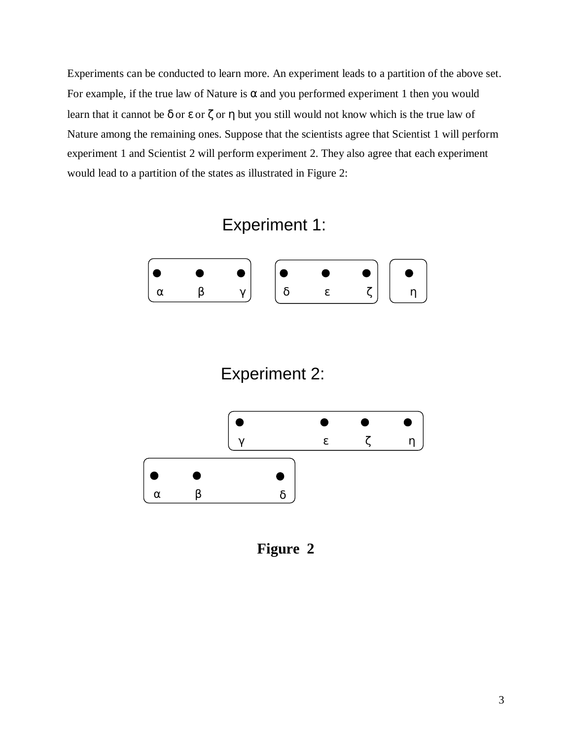Experiments can be conducted to learn more. An experiment leads to a partition of the above set. For example, if the true law of Nature is α and you performed experiment 1 then you would learn that it cannot be δ or ε or ζ or η but you still would not know which is the true law of Nature among the remaining ones. Suppose that the scientists agree that Scientist 1 will perform experiment 1 and Scientist 2 will perform experiment 2. They also agree that each experiment would lead to a partition of the states as illustrated in Figure 2:

Experiment 1:

{α β γ} {δ ε ζ} {η}

Experiment 2:

{γ ε ζ η} {α β δ}

**Figure 2**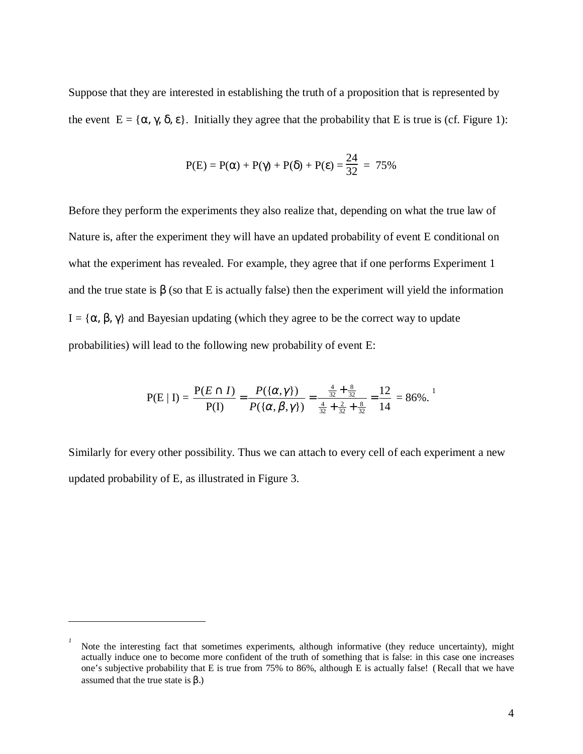Suppose that they are interested in establishing the truth of a proposition that is represented by the event $E = \{\alpha, \gamma, \delta, \varepsilon\}$. Initially they agree that the probability that E is true is (cf. Figure 1):

$$P(E) = P(\alpha) + P(\gamma) + P(\delta) + P(\varepsilon) = \frac{24}{32} = 75\%$$

Before they perform the experiments they also realize that, depending on what the true law of Nature is, after the experiment they will have an updated probability of event E conditional on what the experiment has revealed. For example, they agree that if one performs Experiment 1 and the true state is $\beta$ (so that E is actually false) then the experiment will yield the information $I = \{\alpha, \beta, \gamma\}$ and Bayesian updating (which they agree to be the correct way to update probabilities) will lead to the following new probability of event E:

$$P(E \mid I) = \frac{P(E \cap I)}{P(I)} = \frac{P(\{\alpha,\gamma\})}{P(\{\alpha,\beta,\gamma\})} = \frac{\frac{4}{32}+\frac{8}{32}}{\frac{4}{32}+\frac{2}{32}+\frac{8}{32}} = \frac{12}{14} = 86\%.$$ [1]

Similarly for every other possibility. Thus we can attach to every cell of each experiment a new updated probability of E, as illustrated in Figure 3.

---

[1] Note the interesting fact that sometimes experiments, although informative (they reduce uncertainty), might actually induce one to become more confident of the truth of something that is false: in this case one increases one's subjective probability that E is true from 75% to 86%, although E is actually false! (Recall that we have assumed that the true state is $\beta$.)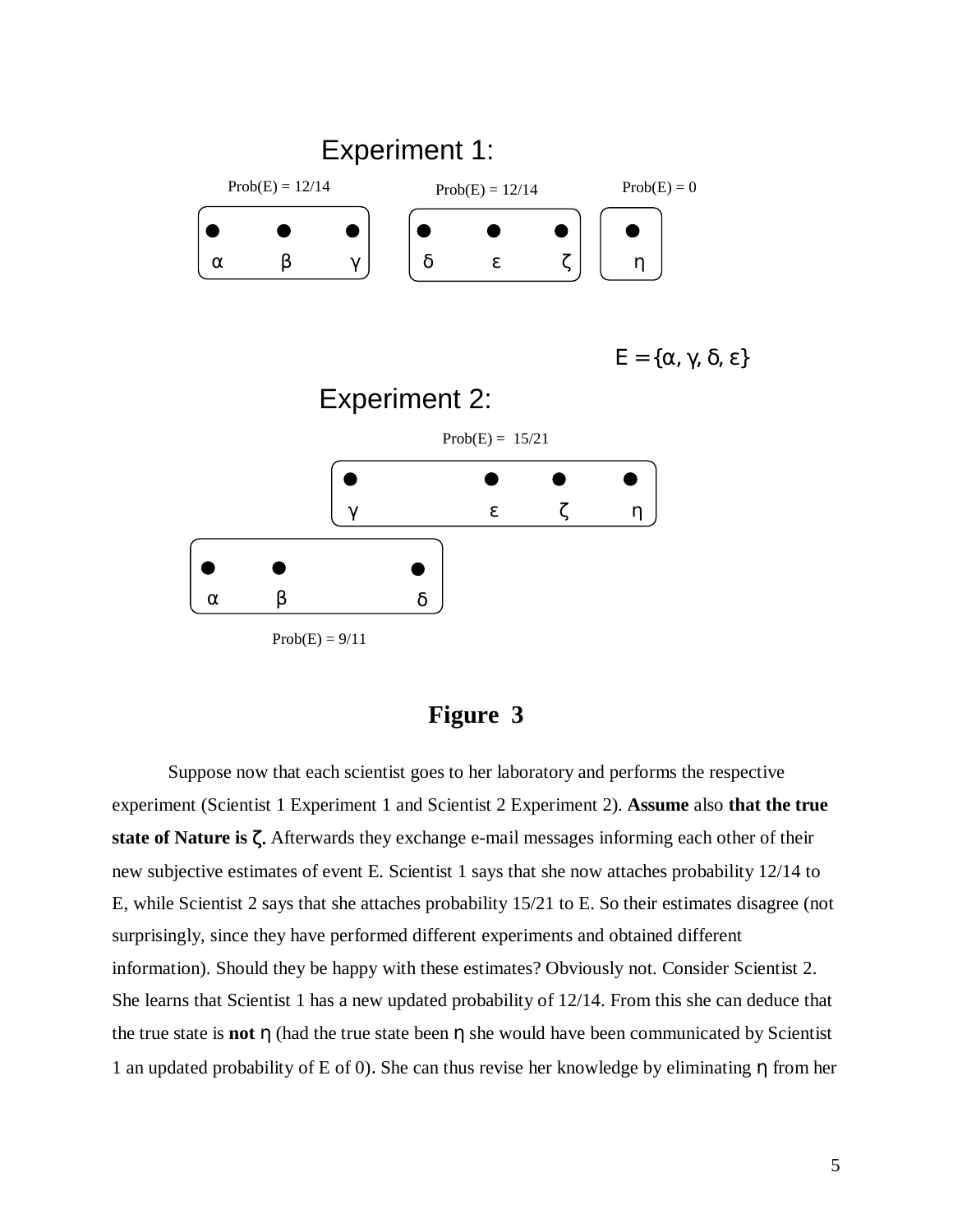Experiment 1:

Prob(E) = 12/14 Prob(E) = 12/14 Prob(E) = 0

α β γ | δ ε ζ | η

$E = \{\alpha, \gamma, \delta, \varepsilon\}$

Experiment 2:

Prob(E) = 15/21

γ ε ζ η

α β δ

Prob(E) = 9/11

**Figure 3**

Suppose now that each scientist goes to her laboratory and performs the respective experiment (Scientist 1 Experiment 1 and Scientist 2 Experiment 2). **Assume** also **that the true state of Nature is ζ.** Afterwards they exchange e-mail messages informing each other of their new subjective estimates of event E. Scientist 1 says that she now attaches probability 12/14 to E, while Scientist 2 says that she attaches probability 15/21 to E. So their estimates disagree (not surprisingly, since they have performed different experiments and obtained different information). Should they be happy with these estimates? Obviously not. Consider Scientist 2. She learns that Scientist 1 has a new updated probability of 12/14. From this she can deduce that the true state is **not** η (had the true state been η she would have been communicated by Scientist 1 an updated probability of E of 0). She can thus revise her knowledge by eliminating η from her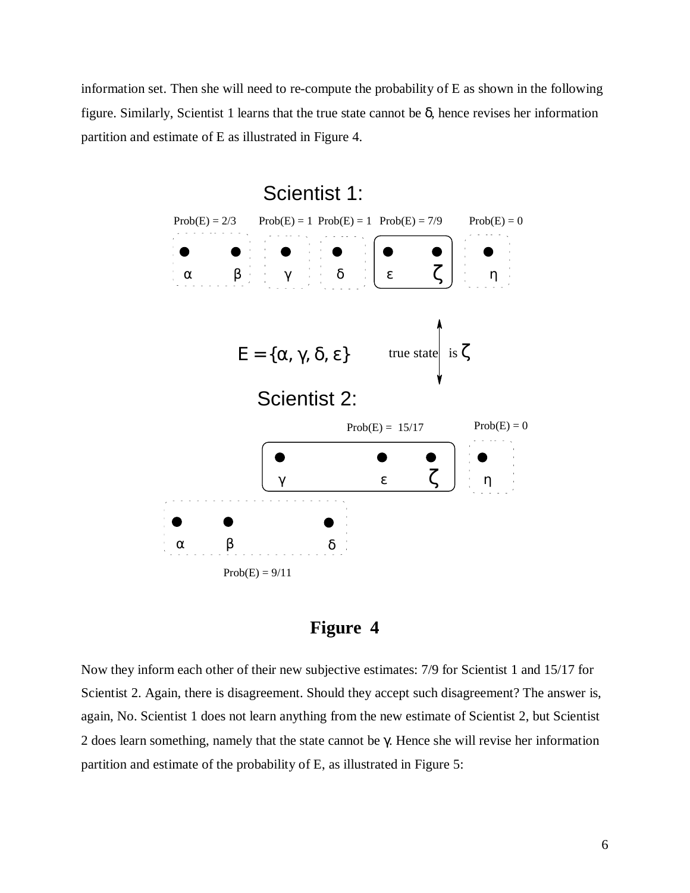information set. Then she will need to re-compute the probability of E as shown in the following figure. Similarly, Scientist 1 learns that the true state cannot be δ, hence revises her information partition and estimate of E as illustrated in Figure 4.

Scientist 1:

Prob(E) = 2/3 Prob(E) = 1 Prob(E) = 1 Prob(E) = 7/9 Prob(E) = 0

α β γ δ ε ζ η

$E = \{\alpha, \gamma, \delta, \varepsilon\}$ true state is ζ

Scientist 2:

Prob(E) = 15/17 Prob(E) = 0

γ ε ζ η

α β δ

Prob(E) = 9/11

**Figure 4**

Now they inform each other of their new subjective estimates: 7/9 for Scientist 1 and 15/17 for Scientist 2. Again, there is disagreement. Should they accept such disagreement? The answer is, again, No. Scientist 1 does not learn anything from the new estimate of Scientist 2, but Scientist 2 does learn something, namely that the state cannot be γ. Hence she will revise her information partition and estimate of the probability of E, as illustrated in Figure 5: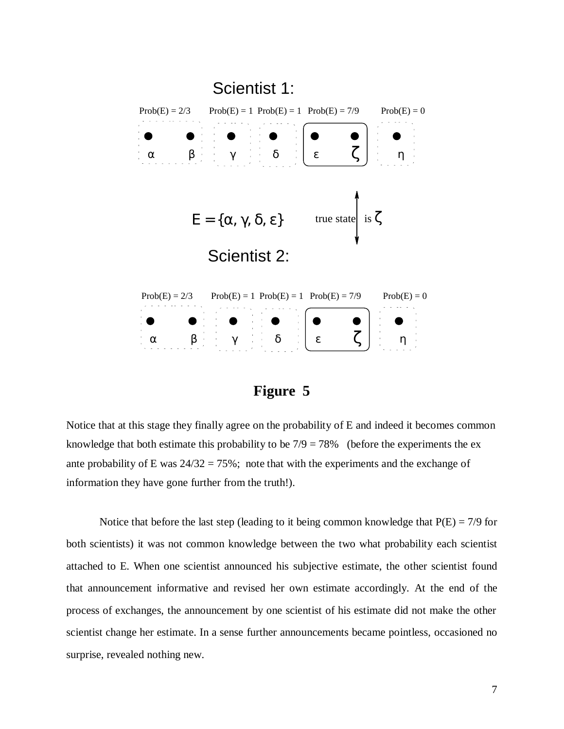Scientist 1:

Prob(E) = 2/3 Prob(E) = 1 Prob(E) = 1 Prob(E) = 7/9 Prob(E) = 0

α β γ δ ε ζ η

$E = \{\alpha, \gamma, \delta, \varepsilon\}$ true state is ζ

Scientist 2:

Prob(E) = 2/3 Prob(E) = 1 Prob(E) = 1 Prob(E) = 7/9 Prob(E) = 0

α β γ δ ε ζ η

**Figure 5**

Notice that at this stage they finally agree on the probability of E and indeed it becomes common knowledge that both estimate this probability to be 7/9 = 78% (before the experiments the ex ante probability of E was 24/32 = 75%; note that with the experiments and the exchange of information they have gone further from the truth!).

Notice that before the last step (leading to it being common knowledge that P(E) = 7/9 for both scientists) it was not common knowledge between the two what probability each scientist attached to E. When one scientist announced his subjective estimate, the other scientist found that announcement informative and revised her own estimate accordingly. At the end of the process of exchanges, the announcement by one scientist of his estimate did not make the other scientist change her estimate. In a sense further announcements became pointless, occasioned no surprise, revealed nothing new.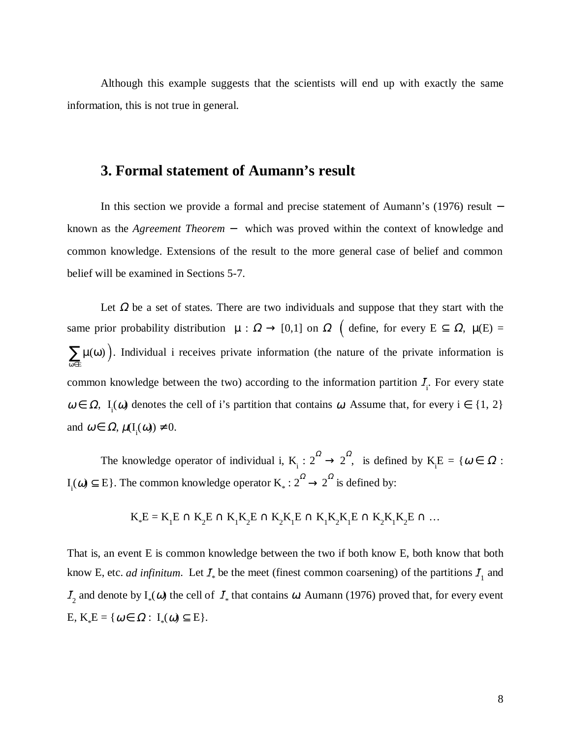Although this example suggests that the scientists will end up with exactly the same information, this is not true in general.

## 3. Formal statement of Aumann's result

In this section we provide a formal and precise statement of Aumann's (1976) result − known as the *Agreement Theorem* − which was proved within the context of knowledge and common knowledge. Extensions of the result to the more general case of belief and common belief will be examined in Sections 5-7.

Let $\Omega$ be a set of states. There are two individuals and suppose that they start with the same prior probability distribution $\mu : \Omega \to [0,1]$ on $\Omega$ $\Big($define, for every $E \subseteq \Omega$, $\mu(E) = \sum_{\omega \in E} \mu(\omega)\Big)$. Individual i receives private information (the nature of the private information is common knowledge between the two) according to the information partition $\mathcal{I}_i$. For every state $\omega \in \Omega$, $I_i(\omega)$ denotes the cell of i's partition that contains $\omega$. Assume that, for every $i \in \{1, 2\}$ and $\omega \in \Omega$, $\mu(I_i(\omega)) \neq 0$.

The knowledge operator of individual i, $K_i : 2^\Omega \to 2^\Omega$, is defined by $K_iE = \{\omega \in \Omega : I_i(\omega) \subseteq E\}$. The common knowledge operator $K_* : 2^\Omega \to 2^\Omega$ is defined by:

$$K_*E = K_1E \cap K_2E \cap K_1K_2E \cap K_2K_1E \cap K_1K_2K_1E \cap K_2K_1K_2E \cap \ldots$$

That is, an event E is common knowledge between the two if both know E, both know that both know E, etc. *ad infinitum*. Let $\mathcal{I}_*$ be the meet (finest common coarsening) of the partitions $\mathcal{I}_1$ and $\mathcal{I}_2$ and denote by $I_*(\omega)$ the cell of $\mathcal{I}_*$ that contains $\omega$. Aumann (1976) proved that, for every event E, $K_*E = \{\omega \in \Omega : I_*(\omega) \subseteq E\}$.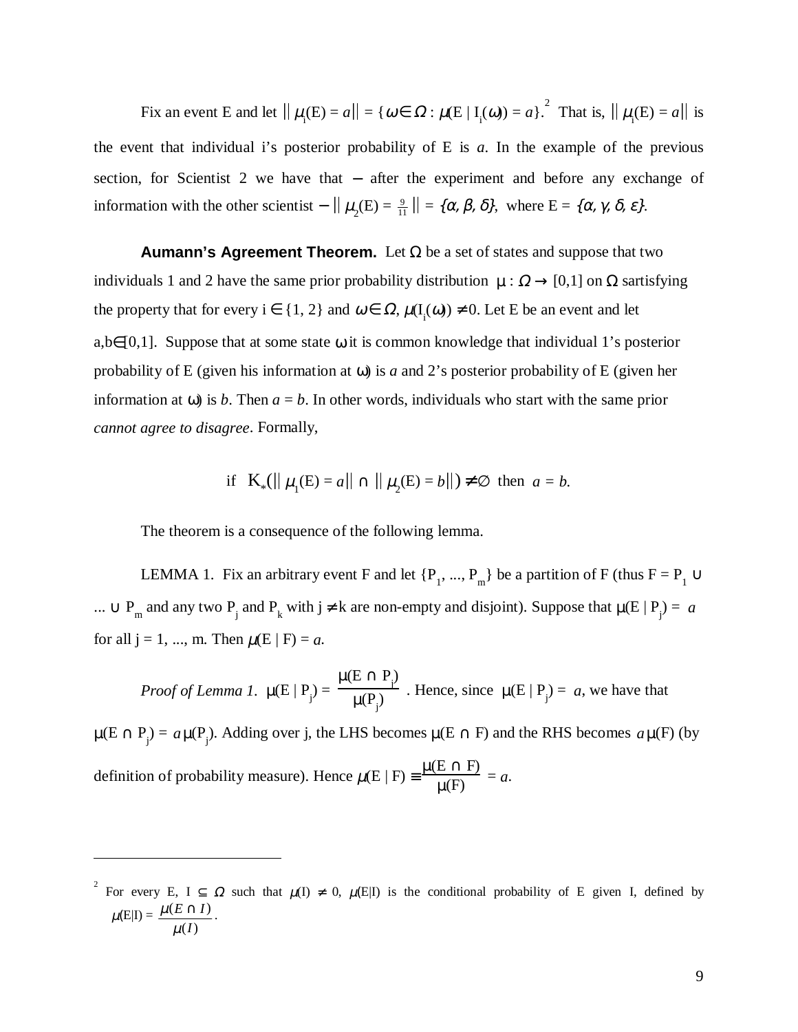Fix an event E and let $\| \mu_i(E) = a\| = \{\omega \in \Omega : \mu(E \mid I_i(\omega)) = a\}$.[2] That is, $\| \mu_i(E) = a\|$ is the event that individual i's posterior probability of E is *a*. In the example of the previous section, for Scientist 2 we have that − after the experiment and before any exchange of information with the other scientist − $\| \mu_2(E) = \frac{9}{11} \| = \{\alpha, \beta, \delta\}$, where $E = \{\alpha, \gamma, \delta, \varepsilon\}$.

**Aumann's Agreement Theorem.** Let $\Omega$ be a set of states and suppose that two individuals 1 and 2 have the same prior probability distribution $\mu : \Omega \rightarrow [0,1]$ on $\Omega$ sartisfying the property that for every $i \in \{1, 2\}$ and $\omega \in \Omega$, $\mu(I_i(\omega)) \neq 0$. Let E be an event and let $a,b \in [0,1]$. Suppose that at some state $\omega$ it is common knowledge that individual 1's posterior probability of E (given his information at $\omega$) is *a* and 2's posterior probability of E (given her information at $\omega$) is *b*. Then $a = b$. In other words, individuals who start with the same prior *cannot agree to disagree*. Formally,

$$\text{if } \ K_*(\| \mu_1(E) = a\| \cap \| \mu_2(E) = b\|) \neq \varnothing \ \text{ then } \ a = b.$$

The theorem is a consequence of the following lemma.

LEMMA 1. Fix an arbitrary event F and let $\{P_1, ..., P_m\}$ be a partition of F (thus $F = P_1 \cup ... \cup P_m$ and any two $P_j$ and $P_k$ with $j \neq k$ are non-empty and disjoint). Suppose that $\mu(E \mid P_j) = a$ for all j = 1, ..., m. Then $\mu(E \mid F) = a$.

*Proof of Lemma 1.* $\mu(E \mid P_j) = \dfrac{\mu(E \cap P_j)}{\mu(P_j)}$ . Hence, since $\mu(E \mid P_j) = a$, we have that $\mu(E \cap P_j) = a\,\mu(P_j)$. Adding over j, the LHS becomes $\mu(E \cap F)$ and the RHS becomes $a\,\mu(F)$ (by definition of probability measure). Hence $\mu(E \mid F) \equiv \dfrac{\mu(E \cap F)}{\mu(F)} = a$.

---

[2] For every E, $I \subseteq \Omega$ such that $\mu(I) \neq 0$, $\mu(E|I)$ is the conditional probability of E given I, defined by $\mu(E|I) = \dfrac{\mu(E \cap I)}{\mu(I)}$.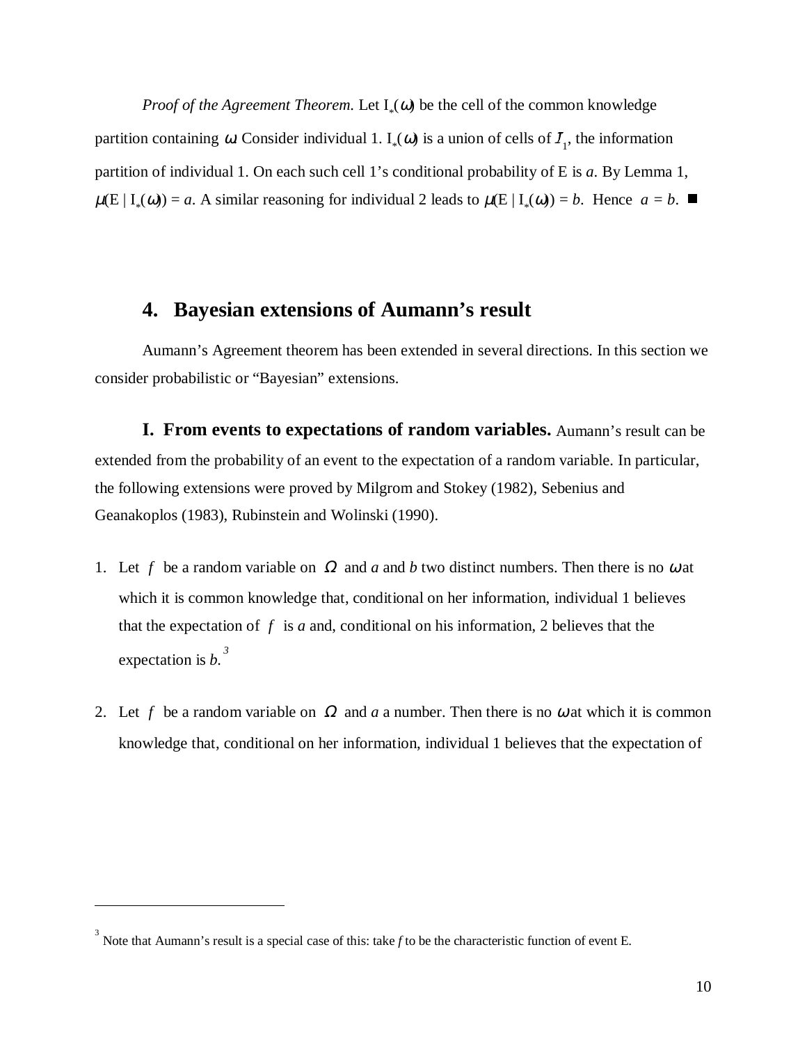*Proof of the Agreement Theorem.* Let $I_*(\omega)$ be the cell of the common knowledge partition containing $\omega$. Consider individual 1. $I_*(\omega)$ is a union of cells of $\mathcal{I}_1$, the information partition of individual 1. On each such cell 1's conditional probability of E is *a*. By Lemma 1, $\mu(E \mid I_*(\omega)) = a$. A similar reasoning for individual 2 leads to $\mu(E \mid I_*(\omega)) = b$. Hence $a = b$. ■

## 4. Bayesian extensions of Aumann's result

Aumann's Agreement theorem has been extended in several directions. In this section we consider probabilistic or "Bayesian" extensions.

**I. From events to expectations of random variables.** Aumann's result can be extended from the probability of an event to the expectation of a random variable. In particular, the following extensions were proved by Milgrom and Stokey (1982), Sebenius and Geanakoplos (1983), Rubinstein and Wolinski (1990).

1. Let $f$ be a random variable on $\Omega$ and *a* and *b* two distinct numbers. Then there is no $\omega$ at which it is common knowledge that, conditional on her information, individual 1 believes that the expectation of $f$ is *a* and, conditional on his information, 2 believes that the expectation is *b*.[3]

2. Let $f$ be a random variable on $\Omega$ and *a* a number. Then there is no $\omega$ at which it is common knowledge that, conditional on her information, individual 1 believes that the expectation of

[3] Note that Aumann's result is a special case of this: take *f* to be the characteristic function of event E.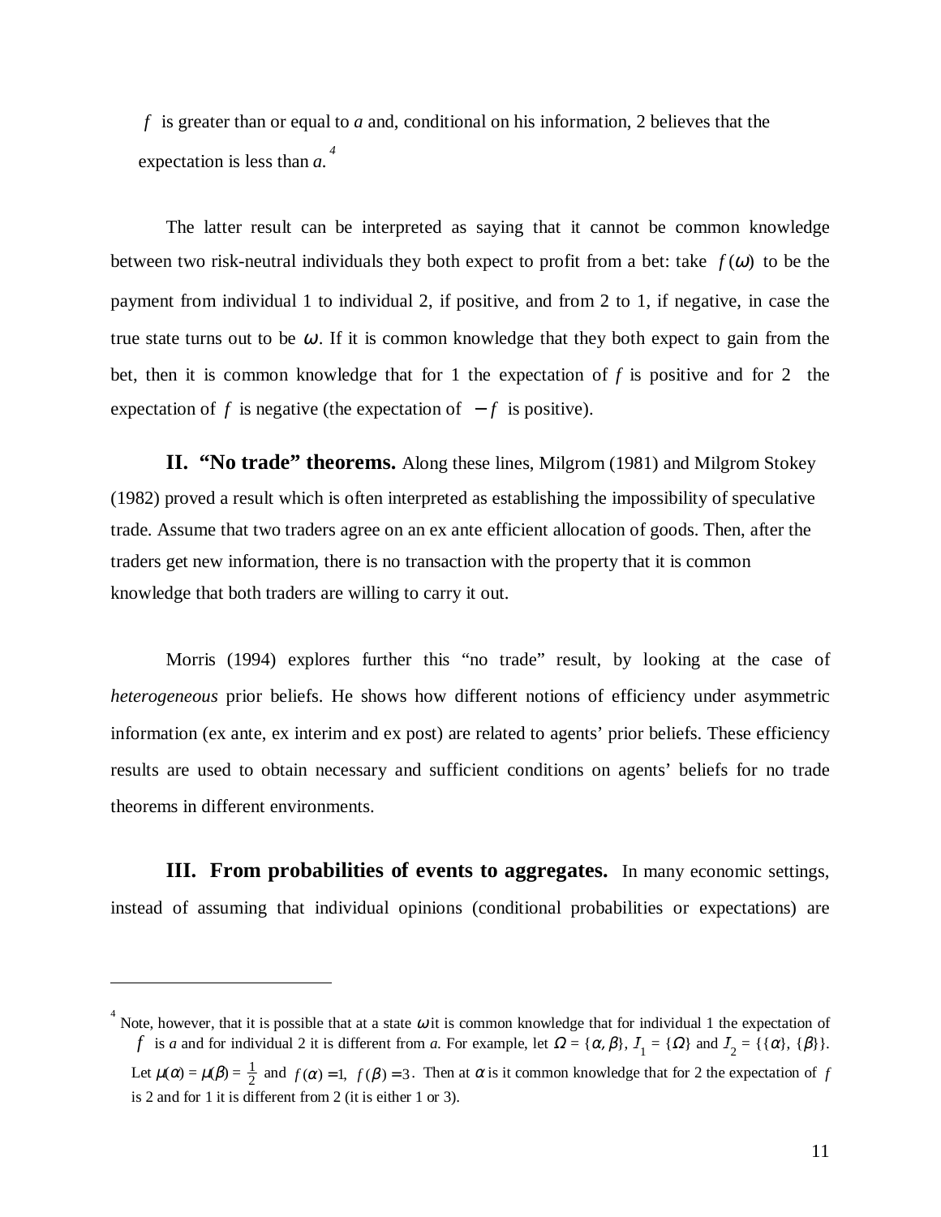$f$ is greater than or equal to $a$ and, conditional on his information, 2 believes that the expectation is less than $a$.[4]

The latter result can be interpreted as saying that it cannot be common knowledge between two risk-neutral individuals they both expect to profit from a bet: take $f(\omega)$ to be the payment from individual 1 to individual 2, if positive, and from 2 to 1, if negative, in case the true state turns out to be $\omega$. If it is common knowledge that they both expect to gain from the bet, then it is common knowledge that for 1 the expectation of $f$ is positive and for 2 the expectation of $f$ is negative (the expectation of $-f$ is positive).

**II. "No trade" theorems.** Along these lines, Milgrom (1981) and Milgrom Stokey (1982) proved a result which is often interpreted as establishing the impossibility of speculative trade. Assume that two traders agree on an ex ante efficient allocation of goods. Then, after the traders get new information, there is no transaction with the property that it is common knowledge that both traders are willing to carry it out.

Morris (1994) explores further this "no trade" result, by looking at the case of *heterogeneous* prior beliefs. He shows how different notions of efficiency under asymmetric information (ex ante, ex interim and ex post) are related to agents' prior beliefs. These efficiency results are used to obtain necessary and sufficient conditions on agents' beliefs for no trade theorems in different environments.

**III. From probabilities of events to aggregates.** In many economic settings, instead of assuming that individual opinions (conditional probabilities or expectations) are

---

[4] Note, however, that it is possible that at a state $\omega$ it is common knowledge that for individual 1 the expectation of $f$ is $a$ and for individual 2 it is different from $a$. For example, let $\Omega = \{\alpha, \beta\}$, $I_1 = \{\Omega\}$ and $I_2 = \{\{\alpha\}, \{\beta\}\}$. Let $\mu(\alpha) = \mu(\beta) = \frac{1}{2}$ and $f(\alpha) = 1$, $f(\beta) = 3$. Then at $\alpha$ is it common knowledge that for 2 the expectation of $f$ is 2 and for 1 it is different from 2 (it is either 1 or 3).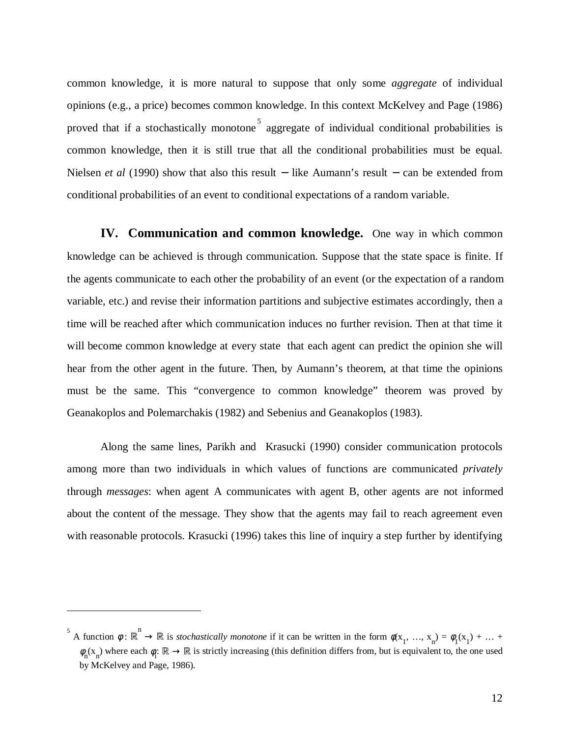common knowledge, it is more natural to suppose that only some *aggregate* of individual opinions (e.g., a price) becomes common knowledge. In this context McKelvey and Page (1986) proved that if a stochastically monotone[5] aggregate of individual conditional probabilities is common knowledge, then it is still true that all the conditional probabilities must be equal. Nielsen *et al* (1990) show that also this result − like Aumann's result − can be extended from conditional probabilities of an event to conditional expectations of a random variable.

**IV. Communication and common knowledge.** One way in which common knowledge can be achieved is through communication. Suppose that the state space is finite. If the agents communicate to each other the probability of an event (or the expectation of a random variable, etc.) and revise their information partitions and subjective estimates accordingly, then a time will be reached after which communication induces no further revision. Then at that time it will become common knowledge at every state that each agent can predict the opinion she will hear from the other agent in the future. Then, by Aumann's theorem, at that time the opinions must be the same. This "convergence to common knowledge" theorem was proved by Geanakoplos and Polemarchakis (1982) and Sebenius and Geanakoplos (1983).

Along the same lines, Parikh and Krasucki (1990) consider communication protocols among more than two individuals in which values of functions are communicated *privately* through *messages*: when agent A communicates with agent B, other agents are not informed about the content of the message. They show that the agents may fail to reach agreement even with reasonable protocols. Krasucki (1996) takes this line of inquiry a step further by identifying

---

[5] A function $\phi: \mathbb{R}^n \to \mathbb{R}$ is *stochastically monotone* if it can be written in the form $\phi(x_1, \ldots, x_n) = \phi_1(x_1) + \ldots + \phi_n(x_n)$ where each $\phi_i: \mathbb{R} \to \mathbb{R}$ is strictly increasing (this definition differs from, but is equivalent to, the one used by McKelvey and Page, 1986).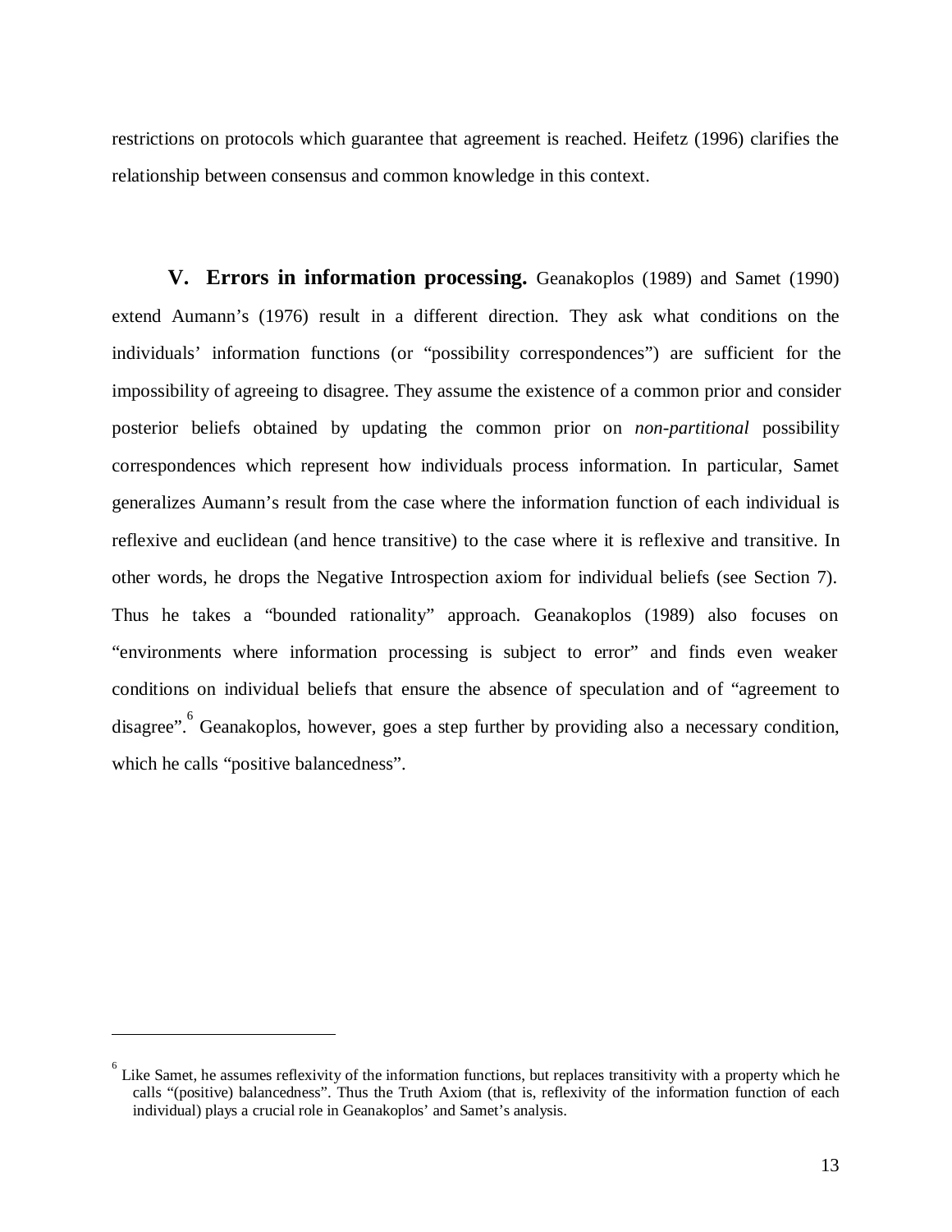restrictions on protocols which guarantee that agreement is reached. Heifetz (1996) clarifies the relationship between consensus and common knowledge in this context.

**V. Errors in information processing.** Geanakoplos (1989) and Samet (1990) extend Aumann's (1976) result in a different direction. They ask what conditions on the individuals' information functions (or "possibility correspondences") are sufficient for the impossibility of agreeing to disagree. They assume the existence of a common prior and consider posterior beliefs obtained by updating the common prior on *non-partitional* possibility correspondences which represent how individuals process information. In particular, Samet generalizes Aumann's result from the case where the information function of each individual is reflexive and euclidean (and hence transitive) to the case where it is reflexive and transitive. In other words, he drops the Negative Introspection axiom for individual beliefs (see Section 7). Thus he takes a "bounded rationality" approach. Geanakoplos (1989) also focuses on "environments where information processing is subject to error" and finds even weaker conditions on individual beliefs that ensure the absence of speculation and of "agreement to disagree".[6] Geanakoplos, however, goes a step further by providing also a necessary condition, which he calls "positive balancedness".

---

[6] Like Samet, he assumes reflexivity of the information functions, but replaces transitivity with a property which he calls "(positive) balancedness". Thus the Truth Axiom (that is, reflexivity of the information function of each individual) plays a crucial role in Geanakoplos' and Samet's analysis.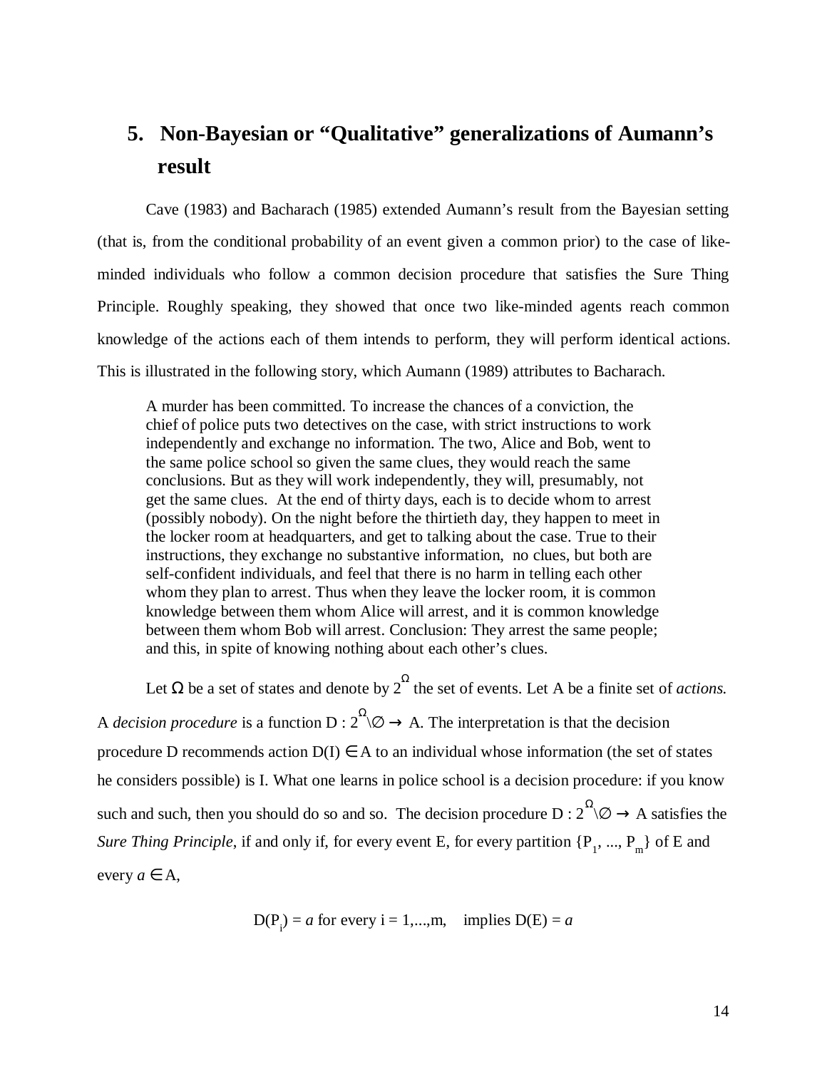## 5. Non-Bayesian or "Qualitative" generalizations of Aumann's result

Cave (1983) and Bacharach (1985) extended Aumann's result from the Bayesian setting (that is, from the conditional probability of an event given a common prior) to the case of like-minded individuals who follow a common decision procedure that satisfies the Sure Thing Principle. Roughly speaking, they showed that once two like-minded agents reach common knowledge of the actions each of them intends to perform, they will perform identical actions. This is illustrated in the following story, which Aumann (1989) attributes to Bacharach.

> A murder has been committed. To increase the chances of a conviction, the chief of police puts two detectives on the case, with strict instructions to work independently and exchange no information. The two, Alice and Bob, went to the same police school so given the same clues, they would reach the same conclusions. But as they will work independently, they will, presumably, not get the same clues. At the end of thirty days, each is to decide whom to arrest (possibly nobody). On the night before the thirtieth day, they happen to meet in the locker room at headquarters, and get to talking about the case. True to their instructions, they exchange no substantive information, no clues, but both are self-confident individuals, and feel that there is no harm in telling each other whom they plan to arrest. Thus when they leave the locker room, it is common knowledge between them whom Alice will arrest, and it is common knowledge between them whom Bob will arrest. Conclusion: They arrest the same people; and this, in spite of knowing nothing about each other's clues.

Let $\Omega$ be a set of states and denote by $2^{\Omega}$ the set of events. Let A be a finite set of *actions.* A *decision procedure* is a function $D : 2^{\Omega}\backslash\varnothing \rightarrow A$. The interpretation is that the decision procedure D recommends action $D(I) \in A$ to an individual whose information (the set of states he considers possible) is I. What one learns in police school is a decision procedure: if you know such and such, then you should do so and so. The decision procedure $D : 2^{\Omega}\backslash\varnothing \rightarrow A$ satisfies the *Sure Thing Principle*, if and only if, for every event E, for every partition $\{P_1, ..., P_m\}$ of E and every $a \in A$,

$$D(P_i) = a \text{ for every } i = 1,...,m, \quad \text{implies } D(E) = a$$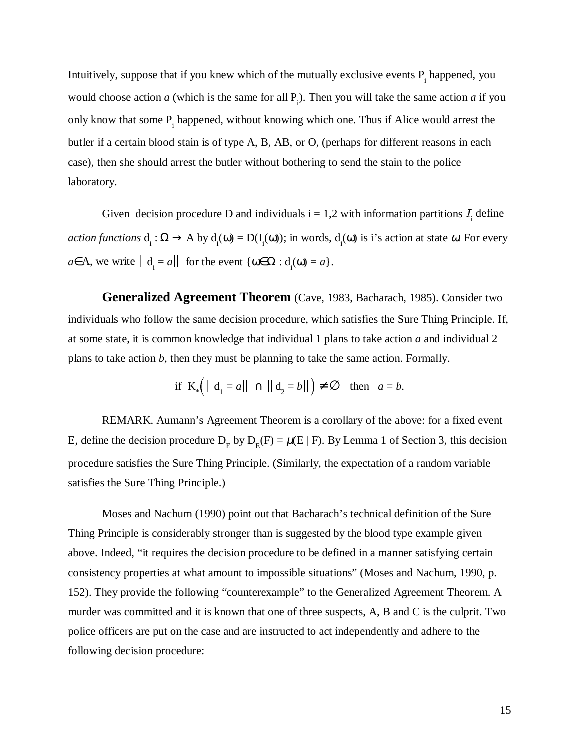Intuitively, suppose that if you knew which of the mutually exclusive events $P_i$ happened, you would choose action *a* (which is the same for all $P_i$). Then you will take the same action *a* if you only know that some $P_i$ happened, without knowing which one. Thus if Alice would arrest the butler if a certain blood stain is of type A, B, AB, or O, (perhaps for different reasons in each case), then she should arrest the butler without bothering to send the stain to the police laboratory.

Given decision procedure D and individuals i = 1,2 with information partitions $\mathcal{I}_i$ define *action functions* $d_i : \Omega \to A$ by $d_i(\omega) = D(I_i(\omega))$; in words, $d_i(\omega)$ is i's action at state $\omega$. For every $a \in A$, we write $\|d_i = a\|$ for the event $\{\omega \in \Omega : d_i(\omega) = a\}$.

**Generalized Agreement Theorem** (Cave, 1983, Bacharach, 1985). Consider two individuals who follow the same decision procedure, which satisfies the Sure Thing Principle. If, at some state, it is common knowledge that individual 1 plans to take action *a* and individual 2 plans to take action *b*, then they must be planning to take the same action. Formally.

$$\text{if } K_*\left(\|d_1 = a\| \cap \|d_2 = b\|\right) \neq \emptyset \quad \text{then} \quad a = b.$$

REMARK. Aumann's Agreement Theorem is a corollary of the above: for a fixed event E, define the decision procedure $D_E$ by $D_E(F) = \mu(E \mid F)$. By Lemma 1 of Section 3, this decision procedure satisfies the Sure Thing Principle. (Similarly, the expectation of a random variable satisfies the Sure Thing Principle.)

Moses and Nachum (1990) point out that Bacharach's technical definition of the Sure Thing Principle is considerably stronger than is suggested by the blood type example given above. Indeed, "it requires the decision procedure to be defined in a manner satisfying certain consistency properties at what amount to impossible situations" (Moses and Nachum, 1990, p. 152). They provide the following "counterexample" to the Generalized Agreement Theorem. A murder was committed and it is known that one of three suspects, A, B and C is the culprit. Two police officers are put on the case and are instructed to act independently and adhere to the following decision procedure: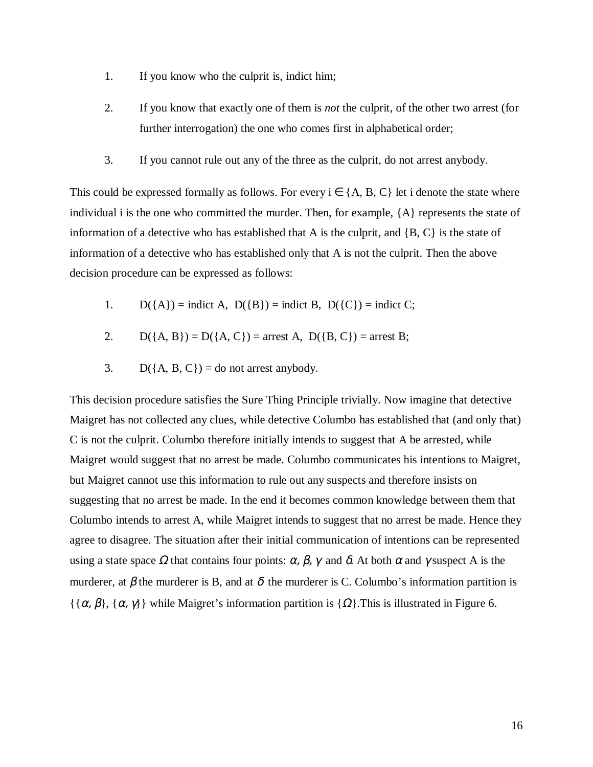1. If you know who the culprit is, indict him;

2. If you know that exactly one of them is *not* the culprit, of the other two arrest (for further interrogation) the one who comes first in alphabetical order;

3. If you cannot rule out any of the three as the culprit, do not arrest anybody.

This could be expressed formally as follows. For every $i \in \{A, B, C\}$ let i denote the state where individual i is the one who committed the murder. Then, for example, {A} represents the state of information of a detective who has established that A is the culprit, and {B, C} is the state of information of a detective who has established only that A is not the culprit. Then the above decision procedure can be expressed as follows:

1. $D(\{A\})$ = indict A, $D(\{B\})$ = indict B, $D(\{C\})$ = indict C;

2. $D(\{A, B\}) = D(\{A, C\})$ = arrest A, $D(\{B, C\})$ = arrest B;

3. $D(\{A, B, C\})$ = do not arrest anybody.

This decision procedure satisfies the Sure Thing Principle trivially. Now imagine that detective Maigret has not collected any clues, while detective Columbo has established that (and only that) C is not the culprit. Columbo therefore initially intends to suggest that A be arrested, while Maigret would suggest that no arrest be made. Columbo communicates his intentions to Maigret, but Maigret cannot use this information to rule out any suspects and therefore insists on suggesting that no arrest be made. In the end it becomes common knowledge between them that Columbo intends to arrest A, while Maigret intends to suggest that no arrest be made. Hence they agree to disagree. The situation after their initial communication of intentions can be represented using a state space $\Omega$ that contains four points: $\alpha, \beta, \gamma$ and $\delta$. At both $\alpha$ and $\gamma$ suspect A is the murderer, at $\beta$ the murderer is B, and at $\delta$ the murderer is C. Columbo's information partition is $\{\{\alpha, \beta\}, \{\alpha, \gamma\}\}$ while Maigret's information partition is $\{\Omega\}$. This is illustrated in Figure 6.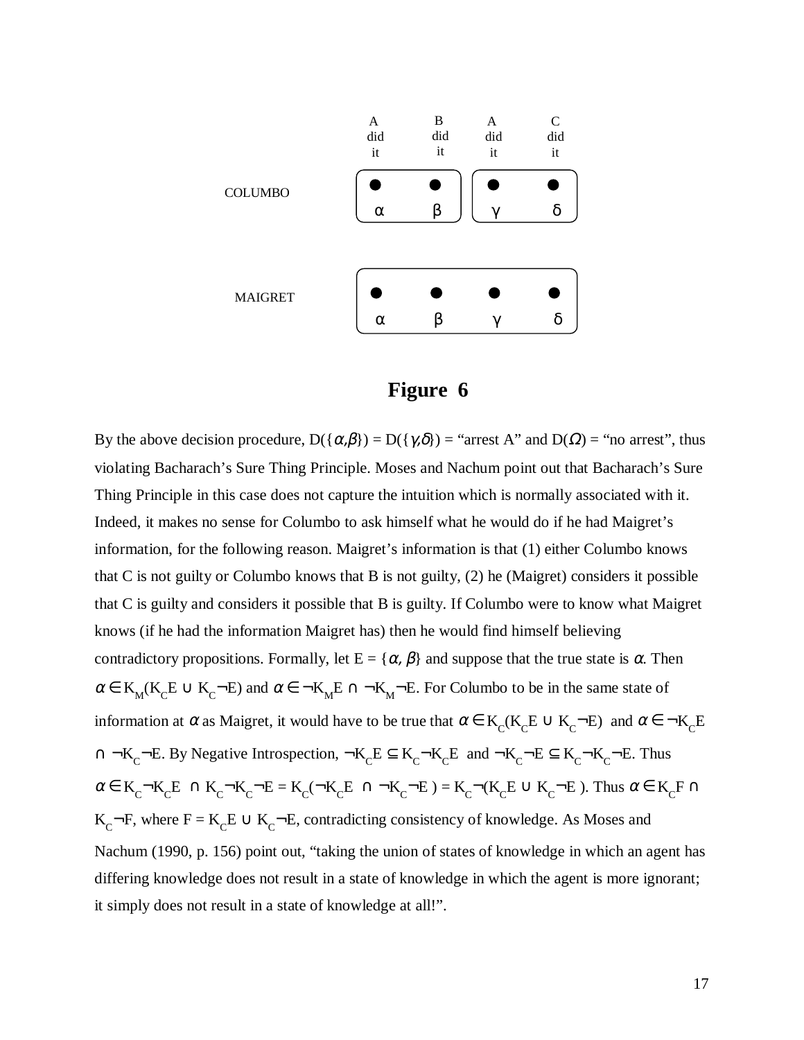| | A did it | B did it | A did it | C did it |
|---|---|---|---|---|
| COLUMBO | α | β | γ | δ |
| MAIGRET | α | β | γ | δ |

**Figure 6**

By the above decision procedure, D({$\alpha,\beta$}) = D({$\gamma,\delta$}) = "arrest A" and D($\Omega$) = "no arrest", thus violating Bacharach's Sure Thing Principle. Moses and Nachum point out that Bacharach's Sure Thing Principle in this case does not capture the intuition which is normally associated with it. Indeed, it makes no sense for Columbo to ask himself what he would do if he had Maigret's information, for the following reason. Maigret's information is that (1) either Columbo knows that C is not guilty or Columbo knows that B is not guilty, (2) he (Maigret) considers it possible that C is guilty and considers it possible that B is guilty. If Columbo were to know what Maigret knows (if he had the information Maigret has) then he would find himself believing contradictory propositions. Formally, let E = {$\alpha$, $\beta$} and suppose that the true state is $\alpha$. Then $\alpha \in K_M(K_C E \cup K_C\neg E)$ and $\alpha \in \neg K_M E \cap \neg K_M \neg E$. For Columbo to be in the same state of information at $\alpha$ as Maigret, it would have to be true that $\alpha \in K_C(K_C E \cup K_C \neg E)$ and $\alpha \in \neg K_C E \cap \neg K_C \neg E$. By Negative Introspection, $\neg K_C E \subseteq K_C \neg K_C E$ and $\neg K_C \neg E \subseteq K_C \neg K_C \neg E$. Thus $\alpha \in K_C \neg K_C E \cap K_C \neg K_C \neg E = K_C(\neg K_C E \cap \neg K_C \neg E) = K_C \neg(K_C E \cup K_C \neg E)$. Thus $\alpha \in K_C F \cap K_C \neg F$, where $F = K_C E \cup K_C \neg E$, contradicting consistency of knowledge. As Moses and Nachum (1990, p. 156) point out, "taking the union of states of knowledge in which an agent has differing knowledge does not result in a state of knowledge in which the agent is more ignorant; it simply does not result in a state of knowledge at all!".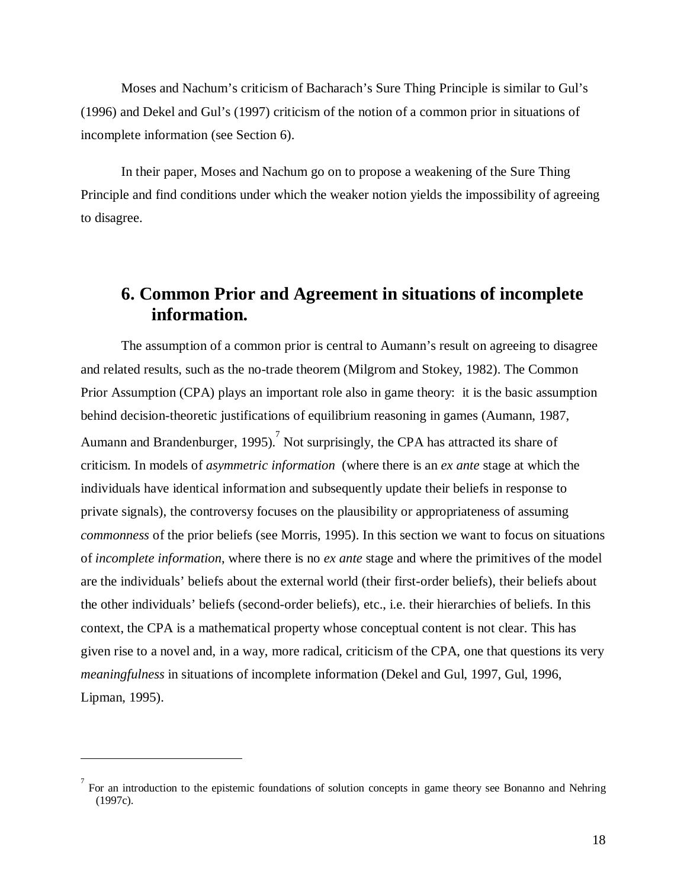Moses and Nachum's criticism of Bacharach's Sure Thing Principle is similar to Gul's (1996) and Dekel and Gul's (1997) criticism of the notion of a common prior in situations of incomplete information (see Section 6).

In their paper, Moses and Nachum go on to propose a weakening of the Sure Thing Principle and find conditions under which the weaker notion yields the impossibility of agreeing to disagree.

## 6. Common Prior and Agreement in situations of incomplete information.

The assumption of a common prior is central to Aumann's result on agreeing to disagree and related results, such as the no-trade theorem (Milgrom and Stokey, 1982). The Common Prior Assumption (CPA) plays an important role also in game theory: it is the basic assumption behind decision-theoretic justifications of equilibrium reasoning in games (Aumann, 1987, Aumann and Brandenburger, 1995).[7] Not surprisingly, the CPA has attracted its share of criticism. In models of *asymmetric information* (where there is an *ex ante* stage at which the individuals have identical information and subsequently update their beliefs in response to private signals), the controversy focuses on the plausibility or appropriateness of assuming *commonness* of the prior beliefs (see Morris, 1995). In this section we want to focus on situations of *incomplete information*, where there is no *ex ante* stage and where the primitives of the model are the individuals' beliefs about the external world (their first-order beliefs), their beliefs about the other individuals' beliefs (second-order beliefs), etc., i.e. their hierarchies of beliefs. In this context, the CPA is a mathematical property whose conceptual content is not clear. This has given rise to a novel and, in a way, more radical, criticism of the CPA, one that questions its very *meaningfulness* in situations of incomplete information (Dekel and Gul, 1997, Gul, 1996, Lipman, 1995).

---

[7] For an introduction to the epistemic foundations of solution concepts in game theory see Bonanno and Nehring (1997c).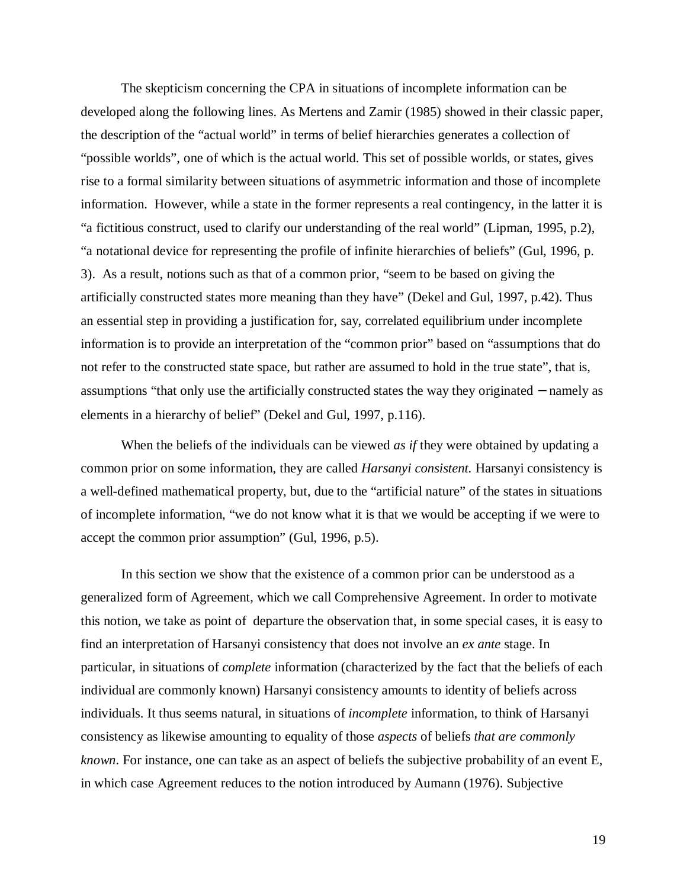The skepticism concerning the CPA in situations of incomplete information can be developed along the following lines. As Mertens and Zamir (1985) showed in their classic paper, the description of the "actual world" in terms of belief hierarchies generates a collection of "possible worlds", one of which is the actual world. This set of possible worlds, or states, gives rise to a formal similarity between situations of asymmetric information and those of incomplete information. However, while a state in the former represents a real contingency, in the latter it is "a fictitious construct, used to clarify our understanding of the real world" (Lipman, 1995, p.2), "a notational device for representing the profile of infinite hierarchies of beliefs" (Gul, 1996, p. 3). As a result, notions such as that of a common prior, "seem to be based on giving the artificially constructed states more meaning than they have" (Dekel and Gul, 1997, p.42). Thus an essential step in providing a justification for, say, correlated equilibrium under incomplete information is to provide an interpretation of the "common prior" based on "assumptions that do not refer to the constructed state space, but rather are assumed to hold in the true state", that is, assumptions "that only use the artificially constructed states the way they originated – namely as elements in a hierarchy of belief" (Dekel and Gul, 1997, p.116).

When the beliefs of the individuals can be viewed *as if* they were obtained by updating a common prior on some information, they are called *Harsanyi consistent.* Harsanyi consistency is a well-defined mathematical property, but, due to the "artificial nature" of the states in situations of incomplete information, "we do not know what it is that we would be accepting if we were to accept the common prior assumption" (Gul, 1996, p.5).

In this section we show that the existence of a common prior can be understood as a generalized form of Agreement, which we call Comprehensive Agreement. In order to motivate this notion, we take as point of departure the observation that, in some special cases, it is easy to find an interpretation of Harsanyi consistency that does not involve an *ex ante* stage. In particular, in situations of *complete* information (characterized by the fact that the beliefs of each individual are commonly known) Harsanyi consistency amounts to identity of beliefs across individuals. It thus seems natural, in situations of *incomplete* information, to think of Harsanyi consistency as likewise amounting to equality of those *aspects* of beliefs *that are commonly known*. For instance, one can take as an aspect of beliefs the subjective probability of an event E, in which case Agreement reduces to the notion introduced by Aumann (1976). Subjective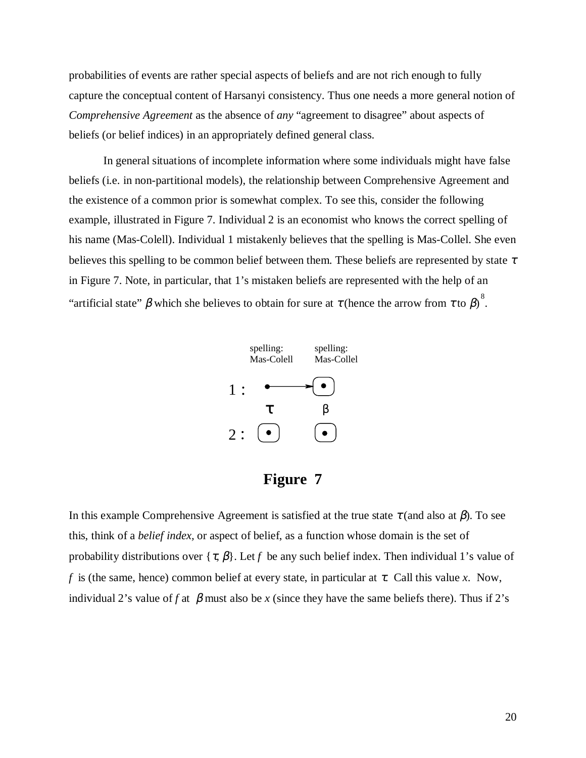probabilities of events are rather special aspects of beliefs and are not rich enough to fully capture the conceptual content of Harsanyi consistency. Thus one needs a more general notion of *Comprehensive Agreement* as the absence of *any* "agreement to disagree" about aspects of beliefs (or belief indices) in an appropriately defined general class.

In general situations of incomplete information where some individuals might have false beliefs (i.e. in non-partitional models), the relationship between Comprehensive Agreement and the existence of a common prior is somewhat complex. To see this, consider the following example, illustrated in Figure 7. Individual 2 is an economist who knows the correct spelling of his name (Mas-Colell). Individual 1 mistakenly believes that the spelling is Mas-Collel. She even believes this spelling to be common belief between them. These beliefs are represented by state $\tau$ in Figure 7. Note, in particular, that 1's mistaken beliefs are represented with the help of an "artificial state" $\beta$ which she believes to obtain for sure at $\tau$ (hence the arrow from $\tau$ to $\beta$)[8].

spelling: Mas-Colell    spelling: Mas-Collel

1 : • → [•]

$\tau$    $\beta$

2 : [•]    [•]

**Figure 7**

In this example Comprehensive Agreement is satisfied at the true state $\tau$ (and also at $\beta$). To see this, think of a *belief index,* or aspect of belief, as a function whose domain is the set of probability distributions over $\{\tau, \beta\}$. Let $f$ be any such belief index. Then individual 1's value of $f$ is (the same, hence) common belief at every state, in particular at $\tau$. Call this value $x$. Now, individual 2's value of $f$ at $\beta$ must also be $x$ (since they have the same beliefs there). Thus if 2's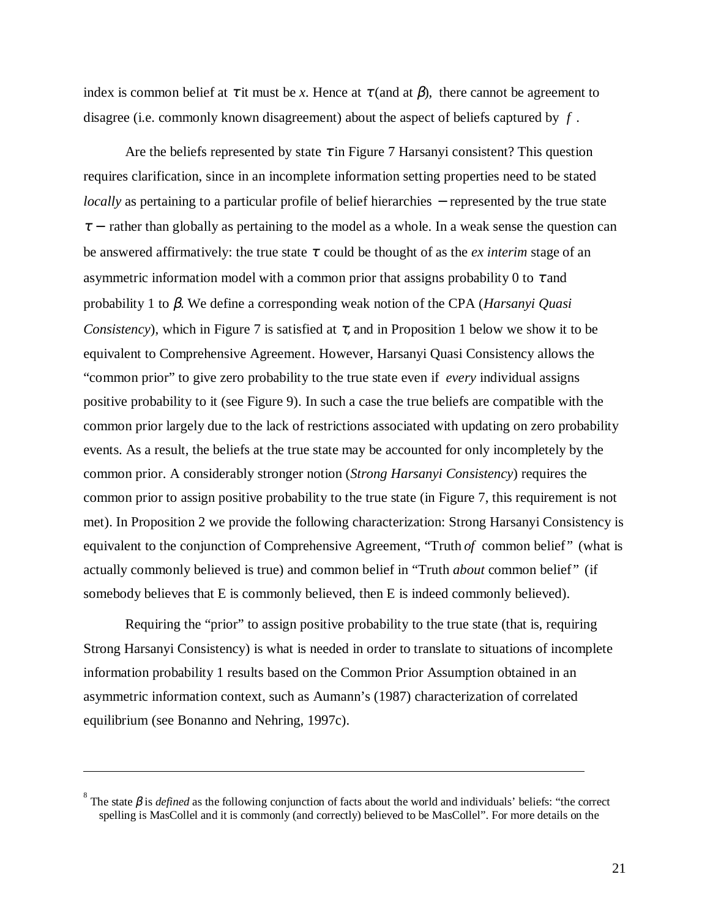index is common belief at $\tau$ it must be $x$. Hence at $\tau$ (and at $\beta$), there cannot be agreement to disagree (i.e. commonly known disagreement) about the aspect of beliefs captured by $f$.

Are the beliefs represented by state $\tau$ in Figure 7 Harsanyi consistent? This question requires clarification, since in an incomplete information setting properties need to be stated *locally* as pertaining to a particular profile of belief hierarchies − represented by the true state $\tau$ − rather than globally as pertaining to the model as a whole. In a weak sense the question can be answered affirmatively: the true state $\tau$ could be thought of as the *ex interim* stage of an asymmetric information model with a common prior that assigns probability 0 to $\tau$ and probability 1 to $\beta$. We define a corresponding weak notion of the CPA (*Harsanyi Quasi Consistency*), which in Figure 7 is satisfied at $\tau$, and in Proposition 1 below we show it to be equivalent to Comprehensive Agreement. However, Harsanyi Quasi Consistency allows the "common prior" to give zero probability to the true state even if *every* individual assigns positive probability to it (see Figure 9). In such a case the true beliefs are compatible with the common prior largely due to the lack of restrictions associated with updating on zero probability events. As a result, the beliefs at the true state may be accounted for only incompletely by the common prior. A considerably stronger notion (*Strong Harsanyi Consistency*) requires the common prior to assign positive probability to the true state (in Figure 7, this requirement is not met). In Proposition 2 we provide the following characterization: Strong Harsanyi Consistency is equivalent to the conjunction of Comprehensive Agreement, "Truth *of* common belief" (what is actually commonly believed is true) and common belief in "Truth *about* common belief" (if somebody believes that E is commonly believed, then E is indeed commonly believed).

Requiring the "prior" to assign positive probability to the true state (that is, requiring Strong Harsanyi Consistency) is what is needed in order to translate to situations of incomplete information probability 1 results based on the Common Prior Assumption obtained in an asymmetric information context, such as Aumann's (1987) characterization of correlated equilibrium (see Bonanno and Nehring, 1997c).

---

[8] The state $\beta$ is *defined* as the following conjunction of facts about the world and individuals' beliefs: "the correct spelling is MasCollel and it is commonly (and correctly) believed to be MasCollel". For more details on the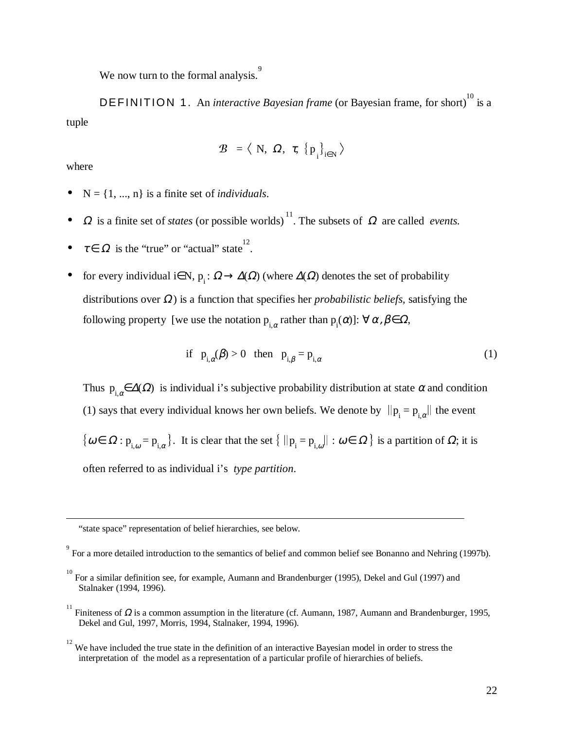We now turn to the formal analysis.[9]

DEFINITION 1. An *interactive Bayesian frame* (or Bayesian frame, for short)[10] is a tuple

$$\mathcal{B} = \langle \text{N}, \Omega, \tau, \{p_i\}_{i\in N} \rangle$$

where

- N = {1, ..., n} is a finite set of *individuals*.
- $\Omega$ is a finite set of *states* (or possible worlds)[11]. The subsets of $\Omega$ are called *events.*
- $\tau \in \Omega$ is the "true" or "actual" state[12].
- for every individual i$\in$N, $p_i : \Omega \rightarrow \Delta(\Omega)$ (where $\Delta(\Omega)$ denotes the set of probability distributions over $\Omega$) is a function that specifies her *probabilistic beliefs*, satisfying the following property [we use the notation $p_{i,\alpha}$ rather than $p_i(\alpha)$]: $\forall \alpha, \beta \in \Omega$,

$$\text{if} \quad p_{i,\alpha}(\beta) > 0 \quad \text{then} \quad p_{i,\beta} = p_{i,\alpha} \tag{1}$$

  Thus $p_{i,\alpha} \in \Delta(\Omega)$ is individual i's subjective probability distribution at state $\alpha$ and condition (1) says that every individual knows her own beliefs. We denote by $||p_i = p_{i,\alpha}||$ the event $\{\omega \in \Omega : p_{i,\omega} = p_{i,\alpha}\}$. It is clear that the set $\{ ||p_i = p_{i,\omega}|| : \omega \in \Omega \}$ is a partition of $\Omega$; it is often referred to as individual i's *type partition*.

---

"state space" representation of belief hierarchies, see below.

[9] For a more detailed introduction to the semantics of belief and common belief see Bonanno and Nehring (1997b).

[10] For a similar definition see, for example, Aumann and Brandenburger (1995), Dekel and Gul (1997) and Stalnaker (1994, 1996).

[11] Finiteness of $\Omega$ is a common assumption in the literature (cf. Aumann, 1987, Aumann and Brandenburger, 1995, Dekel and Gul, 1997, Morris, 1994, Stalnaker, 1994, 1996).

[12] We have included the true state in the definition of an interactive Bayesian model in order to stress the interpretation of the model as a representation of a particular profile of hierarchies of beliefs.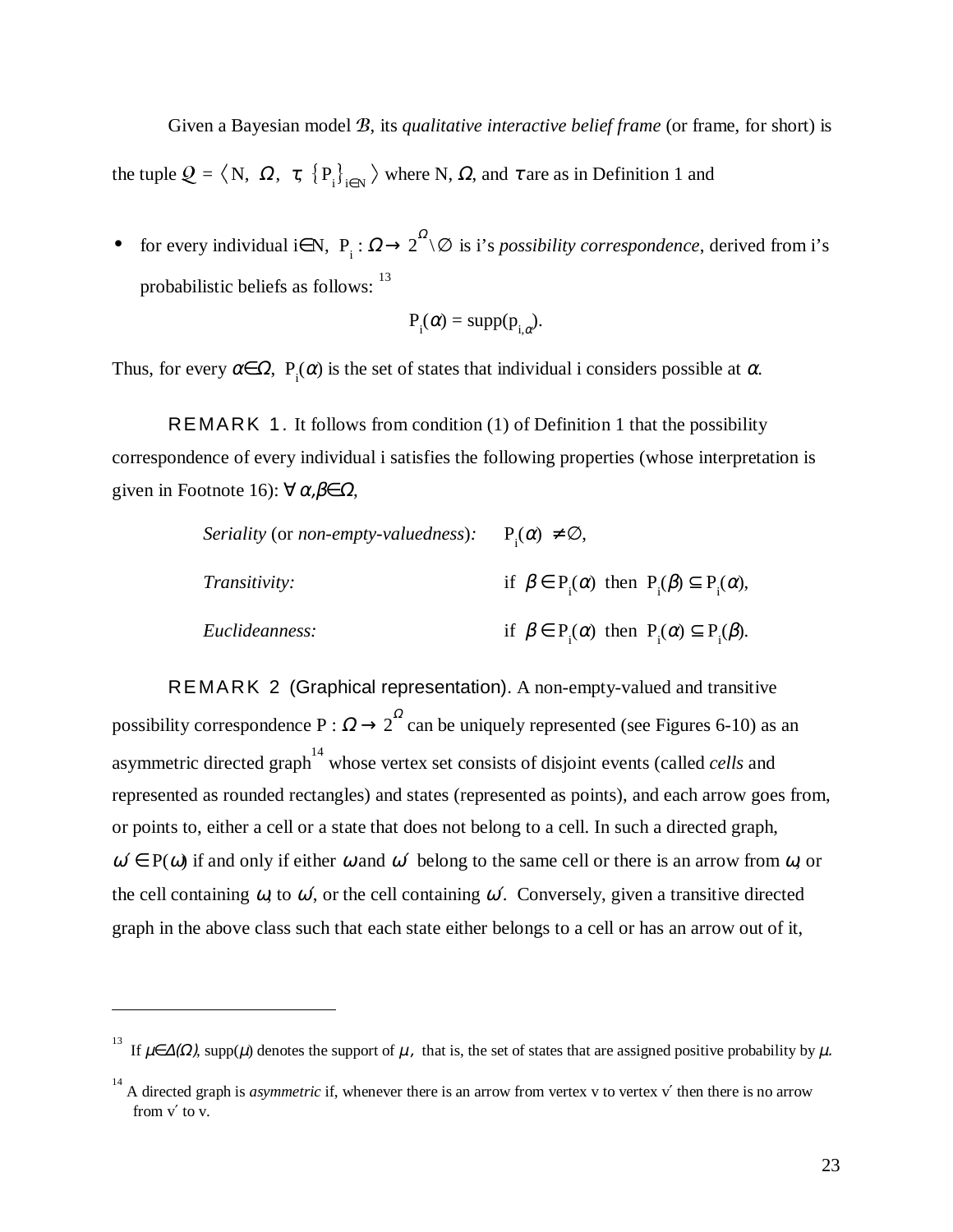Given a Bayesian model $\mathcal{B}$, its *qualitative interactive belief frame* (or frame, for short) is the tuple $\mathcal{Q} = \langle N, \Omega, \tau, \{P_i\}_{i\in N} \rangle$ where N, $\Omega$, and $\tau$ are as in Definition 1 and

- for every individual $i\in N$, $P_i : \Omega \to 2^{\Omega} \setminus \varnothing$ is i's *possibility correspondence*, derived from i's probabilistic beliefs as follows: [13]

$$P_i(\alpha) = \text{supp}(p_{i,\alpha}).$$

Thus, for every $\alpha\in\Omega$, $P_i(\alpha)$ is the set of states that individual i considers possible at $\alpha$.

REMARK 1. It follows from condition (1) of Definition 1 that the possibility correspondence of every individual i satisfies the following properties (whose interpretation is given in Footnote 16): $\forall\, \alpha,\beta\in\Omega$,

| | |
|---|---|
| *Seriality* (or *non-empty-valuedness*): | $P_i(\alpha) \neq \varnothing$, |
| *Transitivity:* | if $\beta \in P_i(\alpha)$ then $P_i(\beta) \subseteq P_i(\alpha)$, |
| *Euclideanness:* | if $\beta \in P_i(\alpha)$ then $P_i(\alpha) \subseteq P_i(\beta)$. |

REMARK 2 (Graphical representation). A non-empty-valued and transitive possibility correspondence $P : \Omega \to 2^{\Omega}$ can be uniquely represented (see Figures 6-10) as an asymmetric directed graph[14] whose vertex set consists of disjoint events (called *cells* and represented as rounded rectangles) and states (represented as points), and each arrow goes from, or points to, either a cell or a state that does not belong to a cell. In such a directed graph, $\omega' \in P(\omega)$ if and only if either $\omega$ and $\omega'$ belong to the same cell or there is an arrow from $\omega$, or the cell containing $\omega$, to $\omega'$, or the cell containing $\omega'$. Conversely, given a transitive directed graph in the above class such that each state either belongs to a cell or has an arrow out of it,

---

[13] If $\mu\in\Delta(\Omega)$, supp($\mu$) denotes the support of $\mu$, that is, the set of states that are assigned positive probability by $\mu$.

[14] A directed graph is *asymmetric* if, whenever there is an arrow from vertex v to vertex v′ then there is no arrow from v′ to v.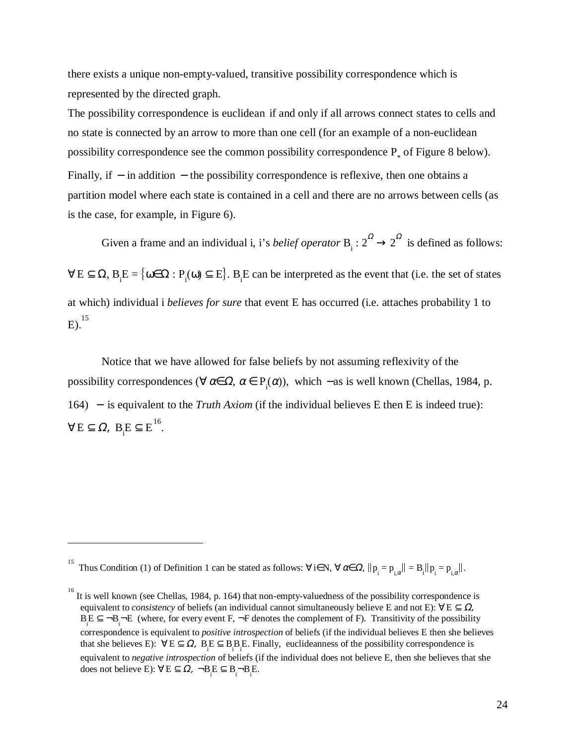there exists a unique non-empty-valued, transitive possibility correspondence which is represented by the directed graph.

The possibility correspondence is euclidean if and only if all arrows connect states to cells and no state is connected by an arrow to more than one cell (for an example of a non-euclidean possibility correspondence see the common possibility correspondence $P_*$ of Figure 8 below). Finally, if − in addition − the possibility correspondence is reflexive, then one obtains a partition model where each state is contained in a cell and there are no arrows between cells (as is the case, for example, in Figure 6).

Given a frame and an individual i, i's *belief operator* $B_i : 2^{\Omega} \to 2^{\Omega}$ is defined as follows: $\forall E \subseteq \Omega$, $B_i E = \{\omega \in \Omega : P_i(\omega) \subseteq E\}$. $B_i E$ can be interpreted as the event that (i.e. the set of states at which) individual i *believes for sure* that event E has occurred (i.e. attaches probability 1 to E).[15]

Notice that we have allowed for false beliefs by not assuming reflexivity of the possibility correspondences ($\forall \alpha \in \Omega$, $\alpha \in P_i(\alpha)$), which − as is well known (Chellas, 1984, p. 164) − is equivalent to the *Truth Axiom* (if the individual believes E then E is indeed true): $\forall E \subseteq \Omega$, $B_i E \subseteq E$[16].

---

[15] Thus Condition (1) of Definition 1 can be stated as follows: $\forall i \in N$, $\forall \alpha \in \Omega$, $\|p_i = p_{i,\alpha}\| = B_i \|p_i = p_{i,\alpha}\|$.

[16] It is well known (see Chellas, 1984, p. 164) that non-empty-valuedness of the possibility correspondence is equivalent to *consistency* of beliefs (an individual cannot simultaneously believe E and not E): $\forall E \subseteq \Omega$, $B_i E \subseteq \neg B_i \neg E$ (where, for every event F, $\neg F$ denotes the complement of F). Transitivity of the possibility correspondence is equivalent to *positive introspection* of beliefs (if the individual believes E then she believes that she believes E): $\forall E \subseteq \Omega$, $B_i E \subseteq B_i B_i E$. Finally, euclideanness of the possibility correspondence is equivalent to *negative introspection* of beliefs (if the individual does not believe E, then she believes that she does not believe E): $\forall E \subseteq \Omega$, $\neg B_i E \subseteq B_i \neg B_i E$.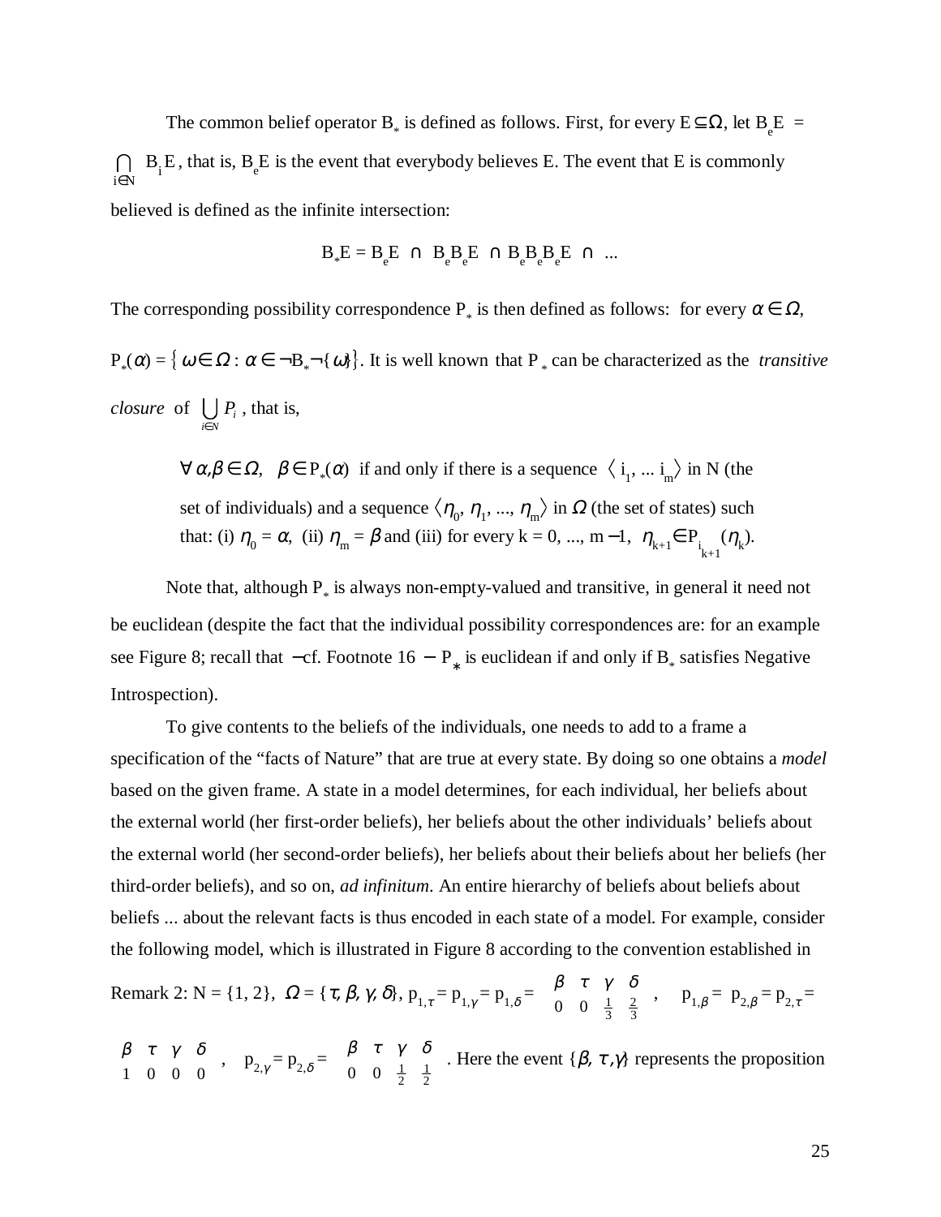The common belief operator $B_*$ is defined as follows. First, for every $E \subseteq \Omega$, let $B_e E = \bigcap_{i \in N} B_i E$, that is, $B_e E$ is the event that everybody believes E. The event that E is commonly believed is defined as the infinite intersection:

$$B_* E = B_e E \ \cap \ B_e B_e E \ \cap B_e B_e B_e E \ \cap \ \ldots$$

The corresponding possibility correspondence $P_*$ is then defined as follows: for every $\alpha \in \Omega$, $P_*(\alpha) = \{ \omega \in \Omega : \alpha \in \neg B_* \neg \{\omega\} \}$. It is well known that $P_*$ can be characterized as the *transitive closure* of $\bigcup_{i \in N} P_i$, that is,

> $\forall \alpha, \beta \in \Omega$, $\beta \in P_*(\alpha)$ if and only if there is a sequence $\langle i_1, \ldots i_m \rangle$ in N (the set of individuals) and a sequence $\langle \eta_0, \eta_1, \ldots, \eta_m \rangle$ in $\Omega$ (the set of states) such that: (i) $\eta_0 = \alpha$, (ii) $\eta_m = \beta$ and (iii) for every $k = 0, \ldots, m-1$, $\eta_{k+1} \in P_{i_{k+1}}(\eta_k)$.

Note that, although $P_*$ is always non-empty-valued and transitive, in general it need not be euclidean (despite the fact that the individual possibility correspondences are: for an example see Figure 8; recall that −cf. Footnote 16 − $P_*$ is euclidean if and only if $B_*$ satisfies Negative Introspection).

To give contents to the beliefs of the individuals, one needs to add to a frame a specification of the "facts of Nature" that are true at every state. By doing so one obtains a *model* based on the given frame. A state in a model determines, for each individual, her beliefs about the external world (her first-order beliefs), her beliefs about the other individuals' beliefs about the external world (her second-order beliefs), her beliefs about their beliefs about her beliefs (her third-order beliefs), and so on, *ad infinitum*. An entire hierarchy of beliefs about beliefs about beliefs ... about the relevant facts is thus encoded in each state of a model. For example, consider the following model, which is illustrated in Figure 8 according to the convention established in Remark 2: $N = \{1, 2\}$, $\Omega = \{\tau, \beta, \gamma, \delta\}$, $p_{1,\tau} = p_{1,\gamma} = p_{1,\delta} = \begin{pmatrix} \beta & \tau & \gamma & \delta \\ 0 & 0 & \frac{1}{3} & \frac{2}{3} \end{pmatrix}$, $p_{1,\beta} = p_{2,\beta} = p_{2,\tau} = \begin{pmatrix} \beta & \tau & \gamma & \delta \\ 1 & 0 & 0 & 0 \end{pmatrix}$, $p_{2,\gamma} = p_{2,\delta} = \begin{pmatrix} \beta & \tau & \gamma & \delta \\ 0 & 0 & \frac{1}{2} & \frac{1}{2} \end{pmatrix}$. Here the event $\{\beta, \tau, \gamma\}$ represents the proposition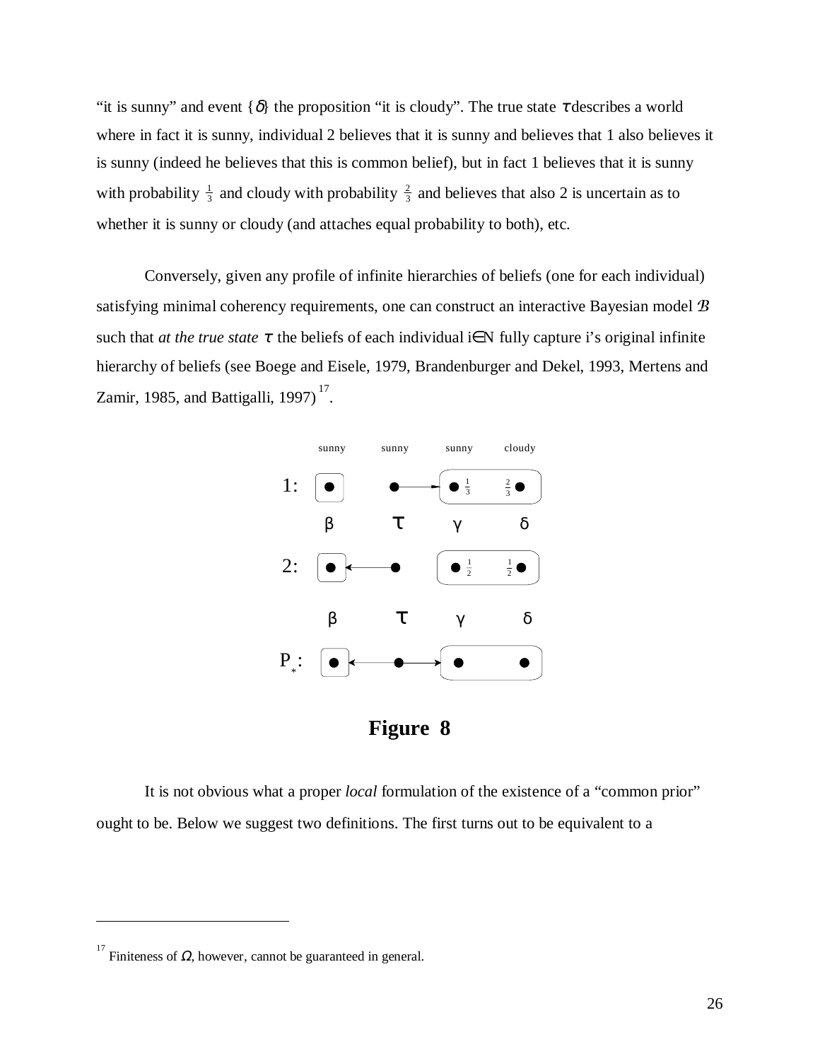"it is sunny" and event $\{\delta\}$ the proposition "it is cloudy". The true state $\tau$ describes a world where in fact it is sunny, individual 2 believes that it is sunny and believes that 1 also believes it is sunny (indeed he believes that this is common belief), but in fact 1 believes that it is sunny with probability $\frac{1}{3}$ and cloudy with probability $\frac{2}{3}$ and believes that also 2 is uncertain as to whether it is sunny or cloudy (and attaches equal probability to both), etc.

Conversely, given any profile of infinite hierarchies of beliefs (one for each individual) satisfying minimal coherency requirements, one can construct an interactive Bayesian model $\mathcal{B}$ such that *at the true state* $\tau$ the beliefs of each individual $i \in N$ fully capture i's original infinite hierarchy of beliefs (see Boege and Eisele, 1979, Brandenburger and Dekel, 1993, Mertens and Zamir, 1985, and Battigalli, 1997)[17].

**Figure 8**

It is not obvious what a proper *local* formulation of the existence of a "common prior" ought to be. Below we suggest two definitions. The first turns out to be equivalent to a

---

[17] Finiteness of $\Omega$, however, cannot be guaranteed in general.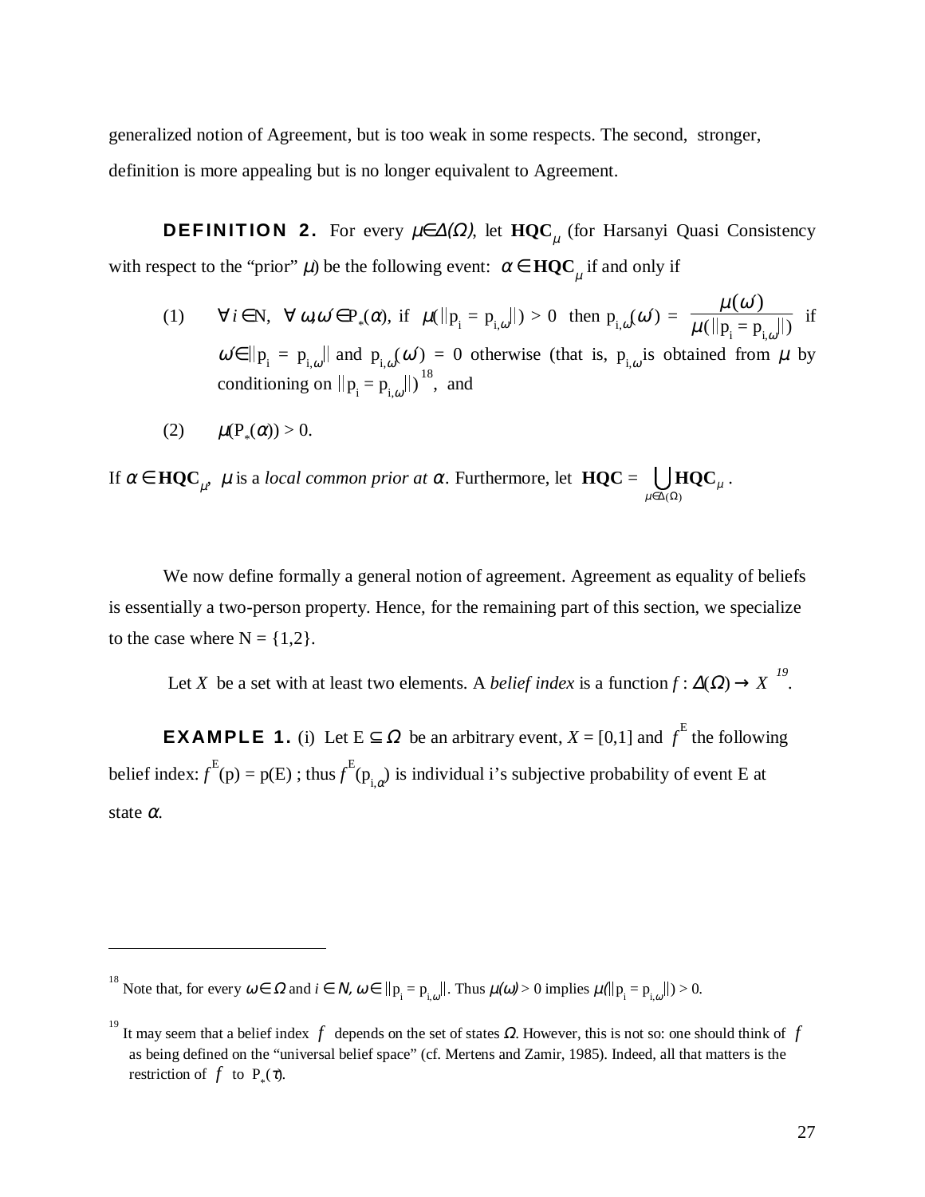generalized notion of Agreement, but is too weak in some respects. The second, stronger, definition is more appealing but is no longer equivalent to Agreement.

**DEFINITION 2.** For every $\mu \in \Delta(\Omega)$, let $\mathbf{HQC}_\mu$ (for Harsanyi Quasi Consistency with respect to the "prior" $\mu$) be the following event: $\alpha \in \mathbf{HQC}_\mu$ if and only if

(1) $\forall i \in N$, $\forall \omega, \omega' \in P_*(\alpha)$, if $\mu(||p_i = p_{i,\omega}||) > 0$ then $p_{i,\omega}(\omega') = \dfrac{\mu(\omega')}{\mu(||p_i = p_{i,\omega}||)}$ if $\omega' \in ||p_i = p_{i,\omega}||$ and $p_{i,\omega}(\omega') = 0$ otherwise (that is, $p_{i,\omega}$ is obtained from $\mu$ by conditioning on $||p_i = p_{i,\omega}||$)[18], and

(2) $\mu(P_*(\alpha)) > 0$.

If $\alpha \in \mathbf{HQC}_\mu$, $\mu$ is a *local common prior at* $\alpha$. Furthermore, let $\mathbf{HQC} = \bigcup_{\mu \in \Delta(\Omega)} \mathbf{HQC}_\mu$.

We now define formally a general notion of agreement. Agreement as equality of beliefs is essentially a two-person property. Hence, for the remaining part of this section, we specialize to the case where $N = \{1,2\}$.

Let $X$ be a set with at least two elements. A *belief index* is a function $f : \Delta(\Omega) \to X$[19].

**EXAMPLE 1.** (i) Let $E \subseteq \Omega$ be an arbitrary event, $X = [0,1]$ and $f^E$ the following belief index: $f^E(p) = p(E)$ ; thus $f^E(p_{i,\alpha})$ is individual i's subjective probability of event E at state $\alpha$.

---

[18] Note that, for every $\omega \in \Omega$ and $i \in N$, $\omega \in ||p_i = p_{i,\omega}||$. Thus $\mu(\omega) > 0$ implies $\mu(||p_i = p_{i,\omega}||) > 0$.

[19] It may seem that a belief index $f$ depends on the set of states $\Omega$. However, this is not so: one should think of $f$ as being defined on the "universal belief space" (cf. Mertens and Zamir, 1985). Indeed, all that matters is the restriction of $f$ to $P_*(\tau)$.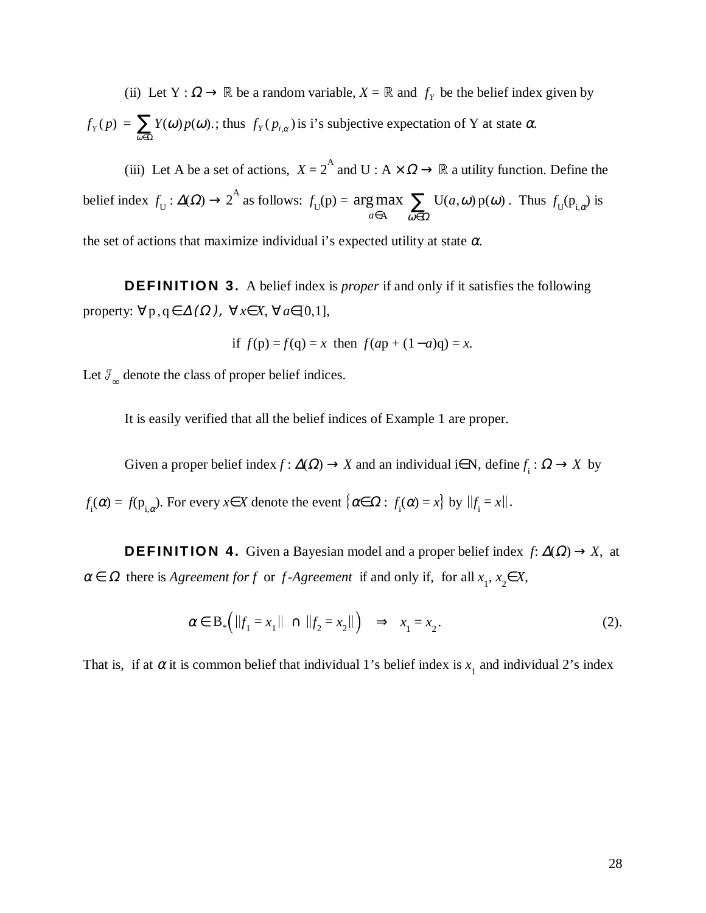(ii) Let $Y : \Omega \to \mathbb{R}$ be a random variable, $X = \mathbb{R}$ and $f_Y$ be the belief index given by $f_Y(p) = \sum_{\omega \in \Omega} Y(\omega) p(\omega)$.; thus $f_Y(p_{i,\alpha})$ is i's subjective expectation of Y at state $\alpha$.

(iii) Let A be a set of actions, $X = 2^A$ and $U : A \times \Omega \to \mathbb{R}$ a utility function. Define the belief index $f_U : \Delta(\Omega) \to 2^A$ as follows: $f_U(p) = \arg\max_{a \in A} \sum_{\omega \in \Omega} U(a,\omega)\, p(\omega)$. Thus $f_U(p_{i,\alpha})$ is the set of actions that maximize individual i's expected utility at state $\alpha$.

**DEFINITION 3.** A belief index is *proper* if and only if it satisfies the following property: $\forall\, p, q \in \Delta(\Omega)$, $\forall x \in X$, $\forall a \in [0,1]$,

$$\text{if } f(p) = f(q) = x \text{ then } f(ap + (1-a)q) = x.$$

Let $\mathcal{F}_\infty$ denote the class of proper belief indices.

It is easily verified that all the belief indices of Example 1 are proper.

Given a proper belief index $f : \Delta(\Omega) \to X$ and an individual $i \in N$, define $f_i : \Omega \to X$ by $f_i(\alpha) = f(p_{i,\alpha})$. For every $x \in X$ denote the event $\{\alpha \in \Omega : f_i(\alpha) = x\}$ by $||f_i = x||$.

**DEFINITION 4.** Given a Bayesian model and a proper belief index $f: \Delta(\Omega) \to X$, at $\alpha \in \Omega$ there is *Agreement for f* or *f-Agreement* if and only if, for all $x_1, x_2 \in X$,

$$\alpha \in B_*\Big( ||f_1 = x_1|| \;\cap\; ||f_2 = x_2|| \Big) \quad \Rightarrow \quad x_1 = x_2 . \qquad (2).$$

That is, if at $\alpha$ it is common belief that individual 1's belief index is $x_1$ and individual 2's index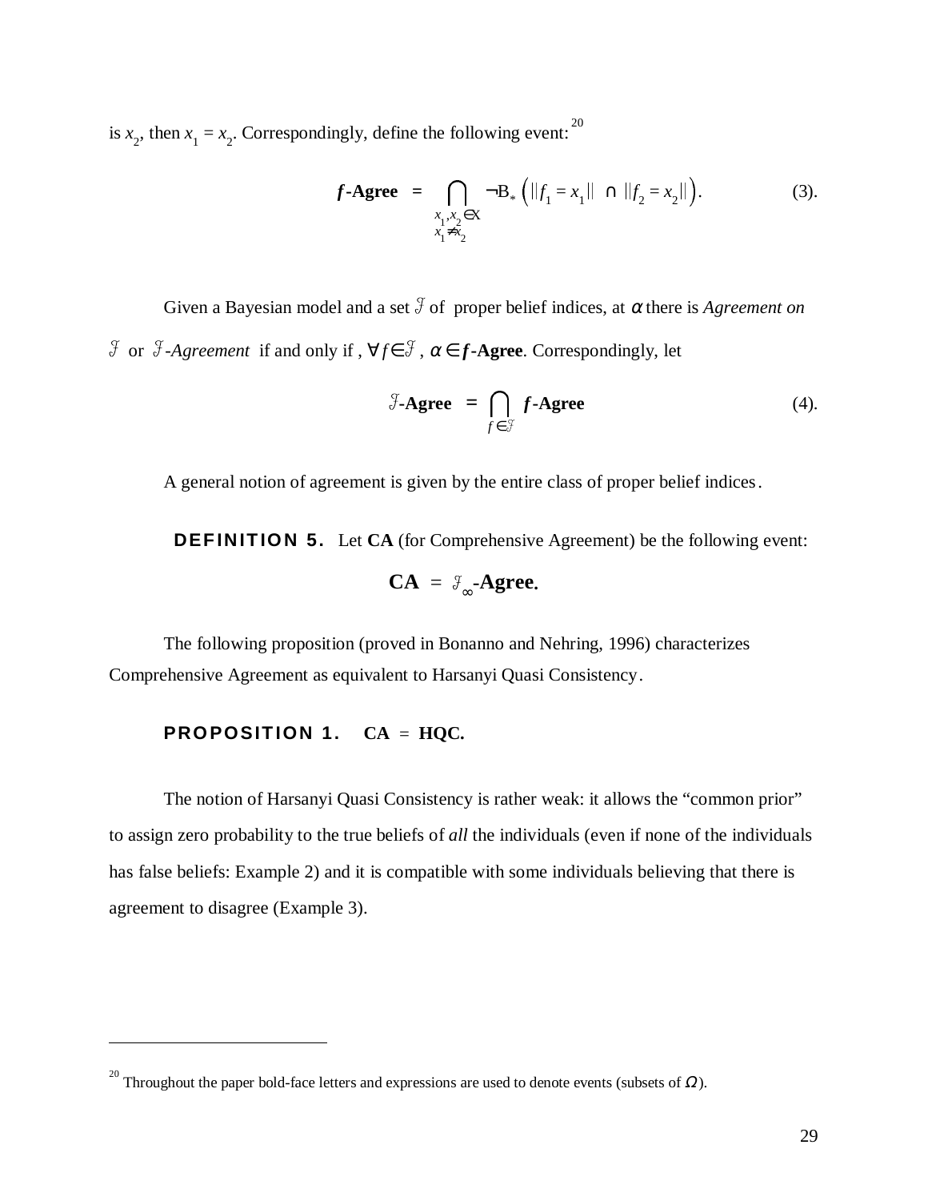is $x_2$, then $x_1 = x_2$. Correspondingly, define the following event:[20]

$$\boldsymbol{f}\textbf{-Agree} \;=\; \bigcap_{\substack{x_1, x_2 \in X \\ x_1 \neq x_2}} \neg B_* \left( ||f_1 = x_1|| \;\cap\; ||f_2 = x_2|| \right). \qquad (3).$$

Given a Bayesian model and a set $\mathcal{F}$ of proper belief indices, at $\alpha$ there is *Agreement on* $\mathcal{F}$ or $\mathcal{F}$*-Agreement* if and only if , $\forall f \in \mathcal{F}$ , $\alpha \in$ $\boldsymbol{f}$**-Agree**. Correspondingly, let

$$\mathcal{F}\textbf{-Agree} \;=\; \bigcap_{f \in \mathcal{F}} \boldsymbol{f}\textbf{-Agree} \qquad (4).$$

A general notion of agreement is given by the entire class of proper belief indices.

**DEFINITION 5.** Let **CA** (for Comprehensive Agreement) be the following event:

$$\textbf{CA} \;=\; \mathcal{F}_{\infty}\textbf{-Agree}.$$

The following proposition (proved in Bonanno and Nehring, 1996) characterizes Comprehensive Agreement as equivalent to Harsanyi Quasi Consistency.

**PROPOSITION 1.** **CA** = **HQC.**

The notion of Harsanyi Quasi Consistency is rather weak: it allows the "common prior" to assign zero probability to the true beliefs of *all* the individuals (even if none of the individuals has false beliefs: Example 2) and it is compatible with some individuals believing that there is agreement to disagree (Example 3).

---

[20] Throughout the paper bold-face letters and expressions are used to denote events (subsets of $\Omega$).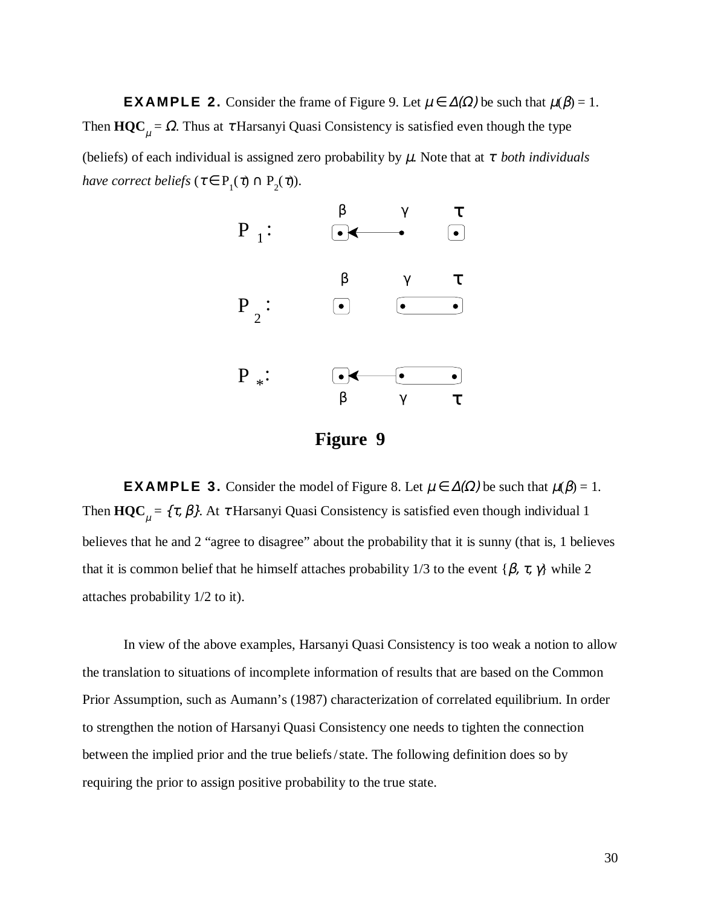**EXAMPLE 2.** Consider the frame of Figure 9. Let $\mu \in \Delta(\Omega)$ be such that $\mu(\beta) = 1$. Then $\mathbf{HQC}_\mu = \Omega$. Thus at $\tau$ Harsanyi Quasi Consistency is satisfied even though the type (beliefs) of each individual is assigned zero probability by $\mu$. Note that at $\tau$ *both individuals have correct beliefs* ($\tau \in P_1(\tau) \cap P_2(\tau)$).

**Figure 9**

**EXAMPLE 3.** Consider the model of Figure 8. Let $\mu \in \Delta(\Omega)$ be such that $\mu(\beta) = 1$. Then $\mathbf{HQC}_\mu = \{\tau, \beta\}$. At $\tau$ Harsanyi Quasi Consistency is satisfied even though individual 1 believes that he and 2 "agree to disagree" about the probability that it is sunny (that is, 1 believes that it is common belief that he himself attaches probability 1/3 to the event $\{\beta, \tau, \gamma\}$ while 2 attaches probability 1/2 to it).

In view of the above examples, Harsanyi Quasi Consistency is too weak a notion to allow the translation to situations of incomplete information of results that are based on the Common Prior Assumption, such as Aumann's (1987) characterization of correlated equilibrium. In order to strengthen the notion of Harsanyi Quasi Consistency one needs to tighten the connection between the implied prior and the true beliefs/state. The following definition does so by requiring the prior to assign positive probability to the true state.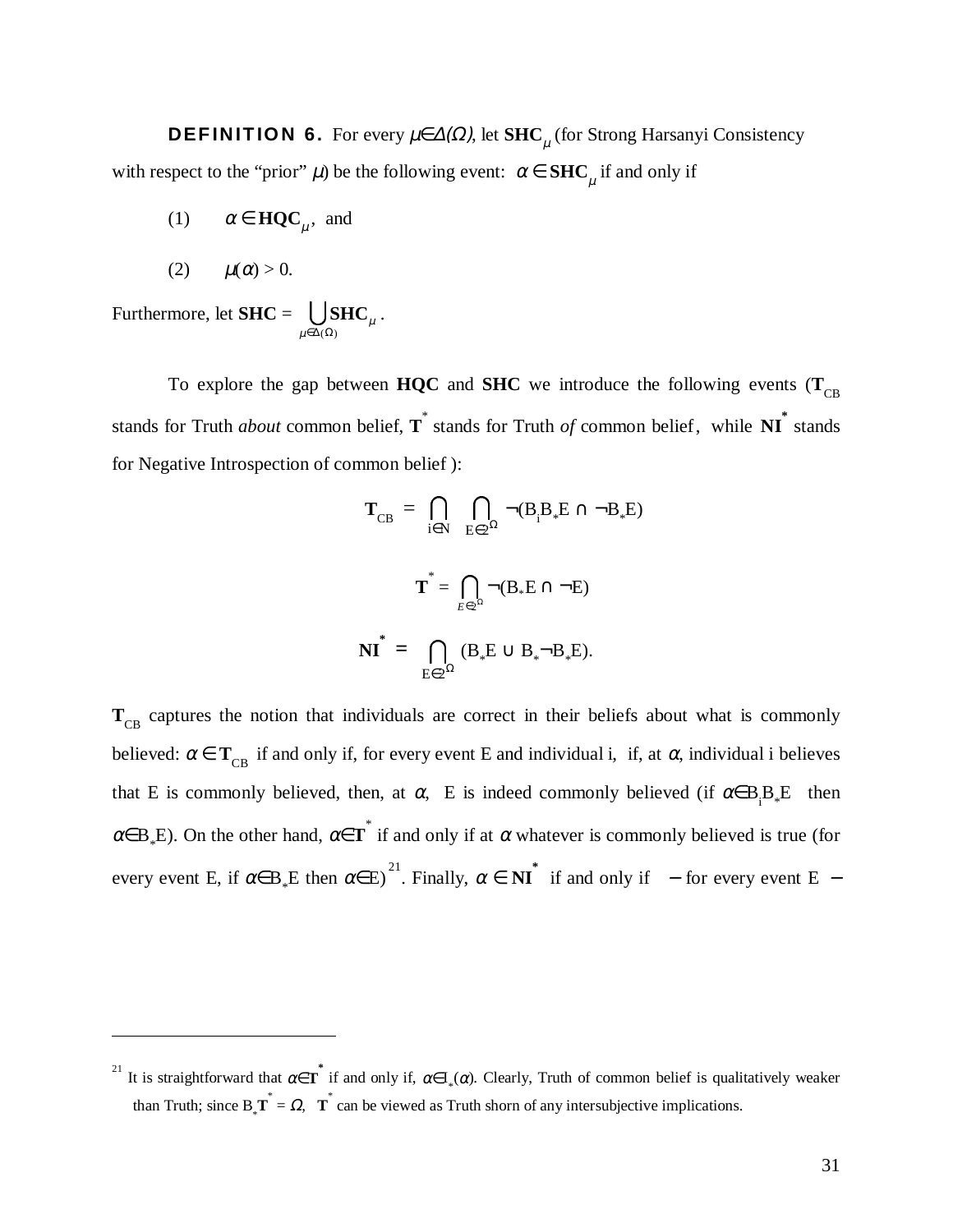**DEFINITION 6.** For every $\mu \in \Delta(\Omega)$, let $\mathbf{SHC}_\mu$ (for Strong Harsanyi Consistency with respect to the "prior" $\mu$) be the following event: $\alpha \in \mathbf{SHC}_\mu$ if and only if

(1) $\alpha \in \mathbf{HQC}_\mu$, and

(2) $\mu(\alpha) > 0$.

Furthermore, let $\mathbf{SHC} = \bigcup_{\mu \in \Delta(\Omega)} \mathbf{SHC}_\mu$.

To explore the gap between **HQC** and **SHC** we introduce the following events ($\mathbf{T}_{CB}$ stands for Truth *about* common belief, $\mathbf{T}^*$ stands for Truth *of* common belief, while $\mathbf{NI}^*$ stands for Negative Introspection of common belief):

$$\mathbf{T}_{CB} = \bigcap_{i \in N} \bigcap_{E \in 2^\Omega} \neg(B_i B_* E \cap \neg B_* E)$$

$$\mathbf{T}^* = \bigcap_{E \in 2^\Omega} \neg(B_* E \cap \neg E)$$

$$\mathbf{NI}^* = \bigcap_{E \in 2^\Omega} (B_* E \cup B_* \neg B_* E).$$

$\mathbf{T}_{CB}$ captures the notion that individuals are correct in their beliefs about what is commonly believed: $\alpha \in \mathbf{T}_{CB}$ if and only if, for every event E and individual i, if, at $\alpha$, individual i believes that E is commonly believed, then, at $\alpha$, E is indeed commonly believed (if $\alpha \in B_i B_* E$ then $\alpha \in B_* E$). On the other hand, $\alpha \in \mathbf{T}^*$ if and only if at $\alpha$ whatever is commonly believed is true (for every event E, if $\alpha \in B_* E$ then $\alpha \in E$)[21]. Finally, $\alpha \in \mathbf{NI}^*$ if and only if − for every event E −

[21] It is straightforward that $\alpha \in \mathbf{T}^*$ if and only if, $\alpha \in I_*(\alpha)$. Clearly, Truth of common belief is qualitatively weaker than Truth; since $B_* \mathbf{T}^* = \Omega$, $\mathbf{T}^*$ can be viewed as Truth shorn of any intersubjective implications.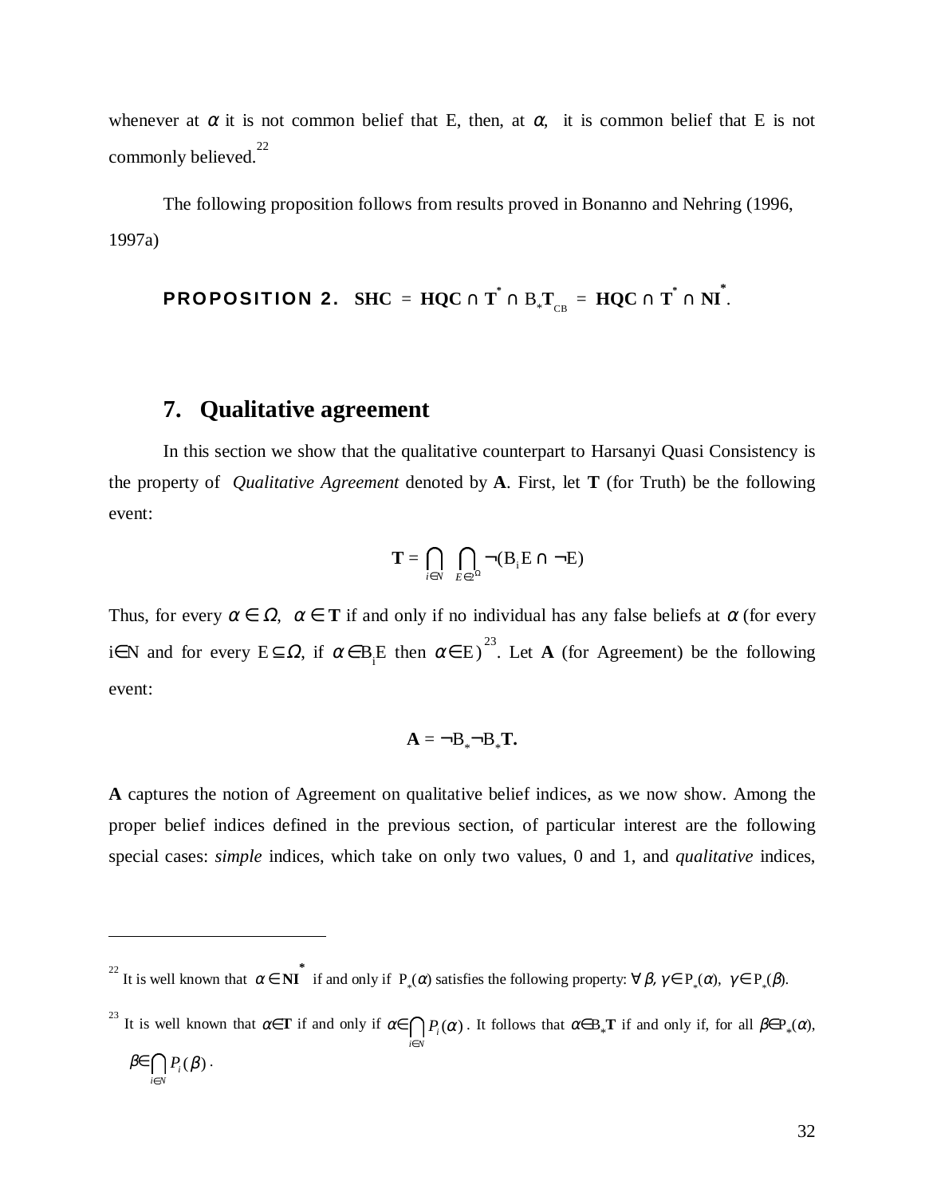whenever at $\alpha$ it is not common belief that E, then, at $\alpha$, it is common belief that E is not commonly believed.[22]

The following proposition follows from results proved in Bonanno and Nehring (1996, 1997a)

**PROPOSITION 2.** $\mathbf{SHC} = \mathbf{HQC} \cap \mathbf{T}^* \cap B_*\mathbf{T}_{CB} = \mathbf{HQC} \cap \mathbf{T}^* \cap \mathbf{NI}^*$.

## 7. Qualitative agreement

In this section we show that the qualitative counterpart to Harsanyi Quasi Consistency is the property of *Qualitative Agreement* denoted by **A**. First, let **T** (for Truth) be the following event:

$$\mathbf{T} = \bigcap_{i \in N} \bigcap_{E \in 2^{\Omega}} \neg(B_i E \cap \neg E)$$

Thus, for every $\alpha \in \Omega$, $\alpha \in \mathbf{T}$ if and only if no individual has any false beliefs at $\alpha$ (for every $i \in N$ and for every $E \subseteq \Omega$, if $\alpha \in B_i E$ then $\alpha \in E$)[23]. Let **A** (for Agreement) be the following event:

$$\mathbf{A} = \neg B_* \neg B_* \mathbf{T}.$$

**A** captures the notion of Agreement on qualitative belief indices, as we now show. Among the proper belief indices defined in the previous section, of particular interest are the following special cases: *simple* indices, which take on only two values, 0 and 1, and *qualitative* indices,

---

[22] It is well known that $\alpha \in \mathbf{NI}^*$ if and only if $P_*(\alpha)$ satisfies the following property: $\forall \beta, \gamma \in P_*(\alpha)$, $\gamma \in P_*(\beta)$.

[23] It is well known that $\alpha \in \mathbf{T}$ if and only if $\alpha \in \bigcap_{i \in N} P_i(\alpha)$. It follows that $\alpha \in B_*\mathbf{T}$ if and only if, for all $\beta \in P_*(\alpha)$, $\beta \in \bigcap_{i \in N} P_i(\beta)$.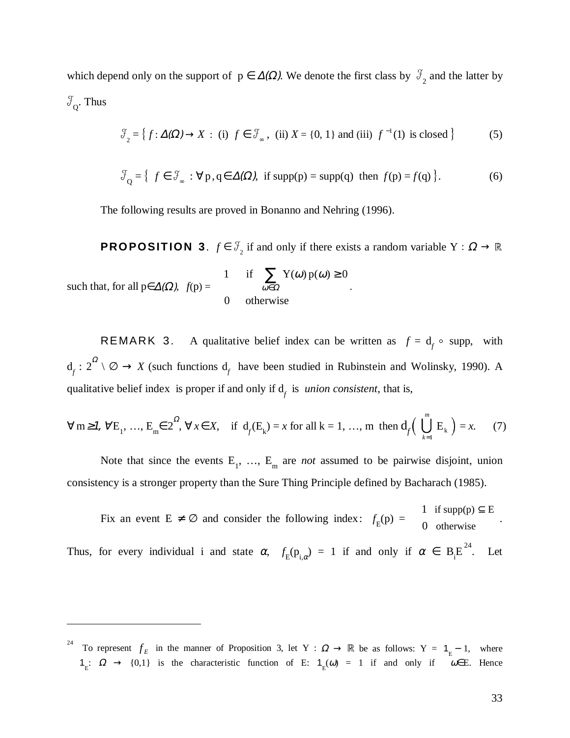which depend only on the support of $p \in \Delta(\Omega)$. We denote the first class by $\mathcal{F}_2$ and the latter by $\mathcal{F}_Q$. Thus

$$\mathcal{F}_2 = \{ f : \Delta(\Omega) \to X \; : \; \text{(i) } f \in \mathcal{F}_\infty, \text{ (ii) } X = \{0, 1\} \text{ and (iii) } f^{-1}(1) \text{ is closed} \} \tag{5}$$

$$\mathcal{F}_Q = \{ f \in \mathcal{F}_\infty : \forall \, p, q \in \Delta(\Omega), \text{ if supp(p) = supp(q) then } f(p) = f(q) \}. \tag{6}$$

The following results are proved in Bonanno and Nehring (1996).

**PROPOSITION 3**. $f \in \mathcal{F}_2$ if and only if there exists a random variable $Y : \Omega \to \mathbb{R}$ such that, for all $p \in \Delta(\Omega)$, $f(p) = \begin{cases} 1 & \text{if } \sum_{\omega \in \Omega} Y(\omega)\, p(\omega) \geq 0 \\ 0 & \text{otherwise} \end{cases}$.

REMARK 3. A qualitative belief index can be written as $f = d_f \circ \text{supp}$, with $d_f : 2^\Omega \setminus \varnothing \to X$ (such functions $d_f$ have been studied in Rubinstein and Wolinsky, 1990). A qualitative belief index is proper if and only if $d_f$ is *union consistent*, that is,

$$\forall \, m \geq 1, \forall E_1, \ldots, E_m \in 2^\Omega, \forall x \in X, \quad \text{if } d_f(E_k) = x \text{ for all } k = 1, \ldots, m \text{ then } d_f\Big( \bigcup_{k=1}^{m} E_k \Big) = x. \tag{7}$$

Note that since the events $E_1, \ldots, E_m$ are *not* assumed to be pairwise disjoint, union consistency is a stronger property than the Sure Thing Principle defined by Bacharach (1985).

Fix an event $E \neq \varnothing$ and consider the following index: $f_E(p) = \begin{cases} 1 & \text{if supp(p)} \subseteq E \\ 0 & \text{otherwise} \end{cases}$.

Thus, for every individual i and state $\alpha$, $f_E(p_{i,\alpha}) = 1$ if and only if $\alpha \in B_i E$[24]. Let

[24] To represent $f_E$ in the manner of Proposition 3, let $Y : \Omega \to \mathbb{R}$ be as follows: $Y = 1_E - 1$, where $1_E : \Omega \to \{0,1\}$ is the characteristic function of E: $1_E(\omega) = 1$ if and only if $\omega \in E$. Hence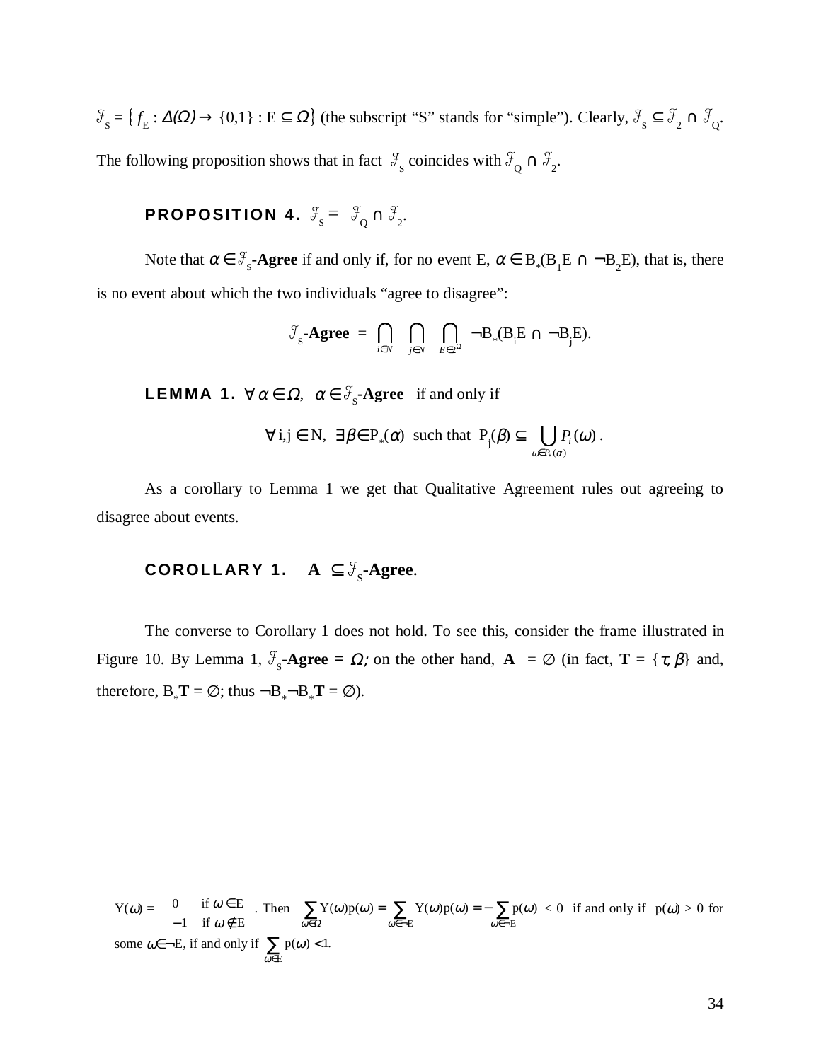$\mathcal{F}_S = \{ f_E : \Delta(\Omega) \to \{0,1\} : E \subseteq \Omega \}$ (the subscript "S" stands for "simple"). Clearly, $\mathcal{F}_S \subseteq \mathcal{F}_2 \cap \mathcal{F}_Q$. The following proposition shows that in fact $\mathcal{F}_S$ coincides with $\mathcal{F}_Q \cap \mathcal{F}_2$.

**PROPOSITION 4.** $\mathcal{F}_S = \mathcal{F}_Q \cap \mathcal{F}_2$.

Note that $\alpha \in \mathcal{F}_S$**-Agree** if and only if, for no event E, $\alpha \in B_*(B_1 E \cap \neg B_2 E)$, that is, there is no event about which the two individuals "agree to disagree":

$$\mathcal{F}_S\textbf{-Agree} = \bigcap_{i \in N} \bigcap_{j \in N} \bigcap_{E \in 2^\Omega} \neg B_*(B_i E \cap \neg B_j E).$$

**LEMMA 1.** $\forall \alpha \in \Omega$, $\alpha \in \mathcal{F}_S$**-Agree** if and only if

$$\forall i,j \in N, \ \exists \beta \in P_*(\alpha) \text{ such that } P_j(\beta) \subseteq \bigcup_{\omega \in P_*(\alpha)} P_i(\omega).$$

As a corollary to Lemma 1 we get that Qualitative Agreement rules out agreeing to disagree about events.

**COROLLARY 1.** $\mathbf{A} \subseteq \mathcal{F}_S$**-Agree**.

The converse to Corollary 1 does not hold. To see this, consider the frame illustrated in Figure 10. By Lemma 1, $\mathcal{F}_S$**-Agree** $= \Omega$; on the other hand, $\mathbf{A} = \varnothing$ (in fact, $\mathbf{T} = \{\tau, \beta\}$ and, therefore, $B_*\mathbf{T} = \varnothing$; thus $\neg B_* \neg B_* \mathbf{T} = \varnothing$).

---

$Y(\omega) = \begin{cases} 0 & \text{if } \omega \in E \\ -1 & \text{if } \omega \notin E \end{cases}$. Then $\sum_{\omega \in \Omega} Y(\omega)p(\omega) = \sum_{\omega \in \neg E} Y(\omega)p(\omega) = -\sum_{\omega \in \neg E} p(\omega) < 0$ if and only if $p(\omega) > 0$ for some $\omega \in \neg E$, if and only if $\sum_{\omega \in E} p(\omega) < 1$.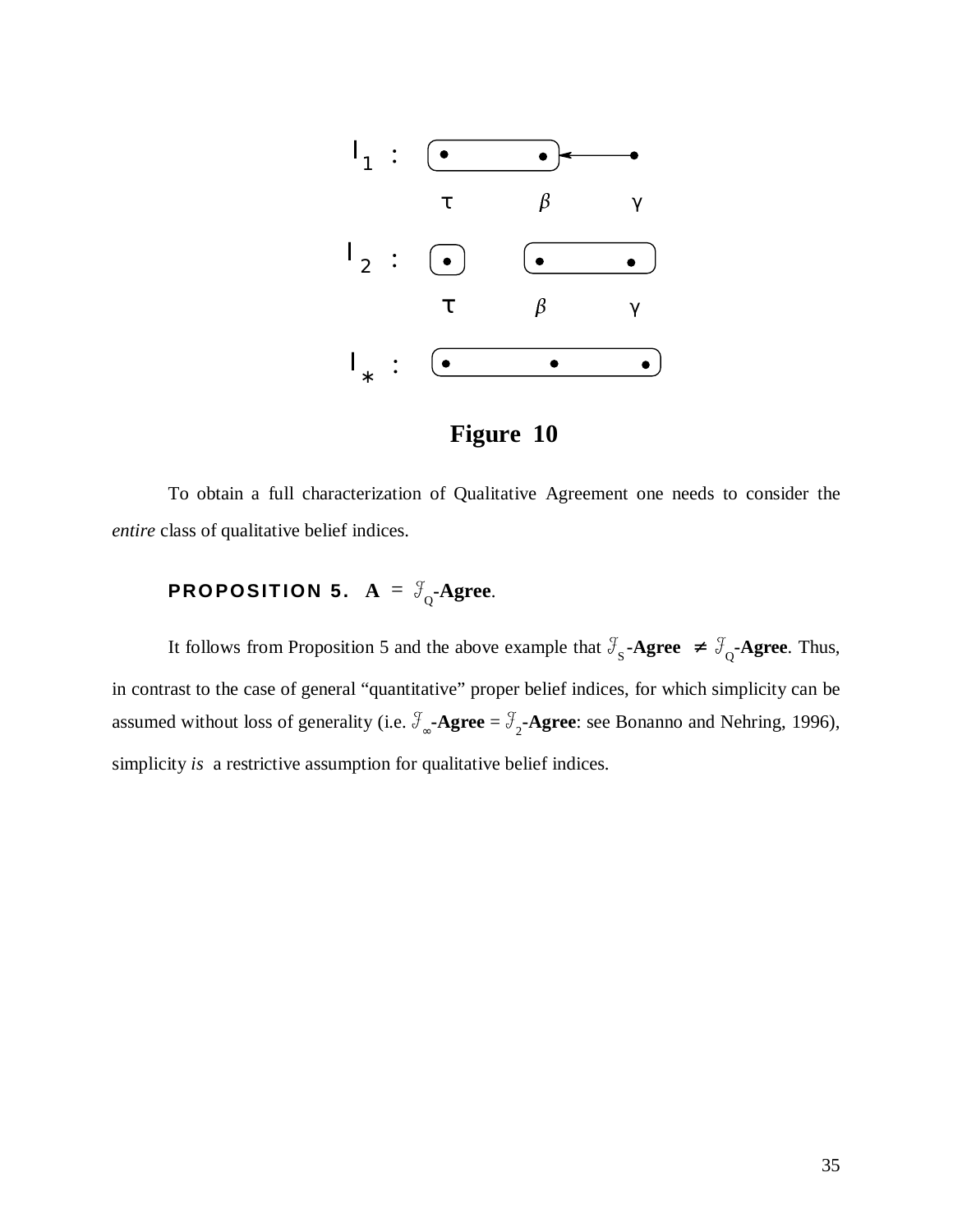Figure 10

To obtain a full characterization of Qualitative Agreement one needs to consider the *entire* class of qualitative belief indices.

**PROPOSITION 5.** $\mathbf{A} = \mathcal{J}_Q$**-Agree**.

It follows from Proposition 5 and the above example that $\mathcal{J}_S$**-Agree** $\neq$ $\mathcal{J}_Q$**-Agree**. Thus, in contrast to the case of general "quantitative" proper belief indices, for which simplicity can be assumed without loss of generality (i.e. $\mathcal{J}_\infty$**-Agree** = $\mathcal{J}_2$**-Agree**: see Bonanno and Nehring, 1996), simplicity *is* a restrictive assumption for qualitative belief indices.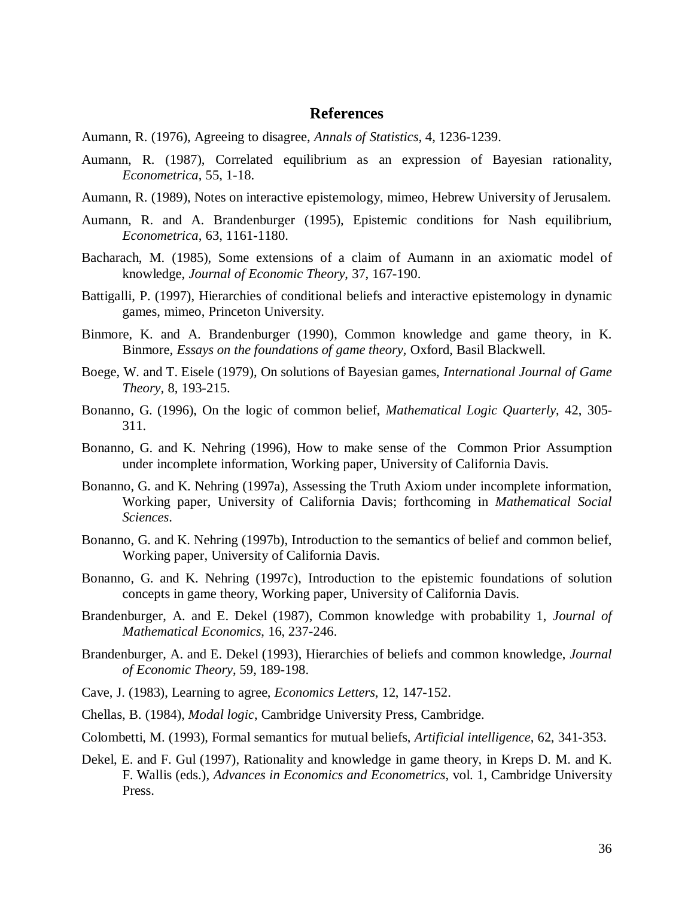## References

Aumann, R. (1976), Agreeing to disagree, *Annals of Statistics*, 4, 1236-1239.

Aumann, R. (1987), Correlated equilibrium as an expression of Bayesian rationality, *Econometrica*, 55, 1-18.

Aumann, R. (1989), Notes on interactive epistemology, mimeo, Hebrew University of Jerusalem.

Aumann, R. and A. Brandenburger (1995), Epistemic conditions for Nash equilibrium, *Econometrica*, 63, 1161-1180.

Bacharach, M. (1985), Some extensions of a claim of Aumann in an axiomatic model of knowledge, *Journal of Economic Theory*, 37, 167-190.

Battigalli, P. (1997), Hierarchies of conditional beliefs and interactive epistemology in dynamic games, mimeo, Princeton University.

Binmore, K. and A. Brandenburger (1990), Common knowledge and game theory, in K. Binmore, *Essays on the foundations of game theory*, Oxford, Basil Blackwell.

Boege, W. and T. Eisele (1979), On solutions of Bayesian games, *International Journal of Game Theory*, 8, 193-215.

Bonanno, G. (1996), On the logic of common belief, *Mathematical Logic Quarterly*, 42, 305-311.

Bonanno, G. and K. Nehring (1996), How to make sense of the Common Prior Assumption under incomplete information, Working paper, University of California Davis.

Bonanno, G. and K. Nehring (1997a), Assessing the Truth Axiom under incomplete information, Working paper, University of California Davis; forthcoming in *Mathematical Social Sciences*.

Bonanno, G. and K. Nehring (1997b), Introduction to the semantics of belief and common belief, Working paper, University of California Davis.

Bonanno, G. and K. Nehring (1997c), Introduction to the epistemic foundations of solution concepts in game theory, Working paper, University of California Davis.

Brandenburger, A. and E. Dekel (1987), Common knowledge with probability 1, *Journal of Mathematical Economics*, 16, 237-246.

Brandenburger, A. and E. Dekel (1993), Hierarchies of beliefs and common knowledge, *Journal of Economic Theory*, 59, 189-198.

Cave, J. (1983), Learning to agree, *Economics Letters*, 12, 147-152.

Chellas, B. (1984), *Modal logic*, Cambridge University Press, Cambridge.

Colombetti, M. (1993), Formal semantics for mutual beliefs, *Artificial intelligence*, 62, 341-353.

Dekel, E. and F. Gul (1997), Rationality and knowledge in game theory, in Kreps D. M. and K. F. Wallis (eds.), *Advances in Economics and Econometrics*, vol. 1, Cambridge University Press.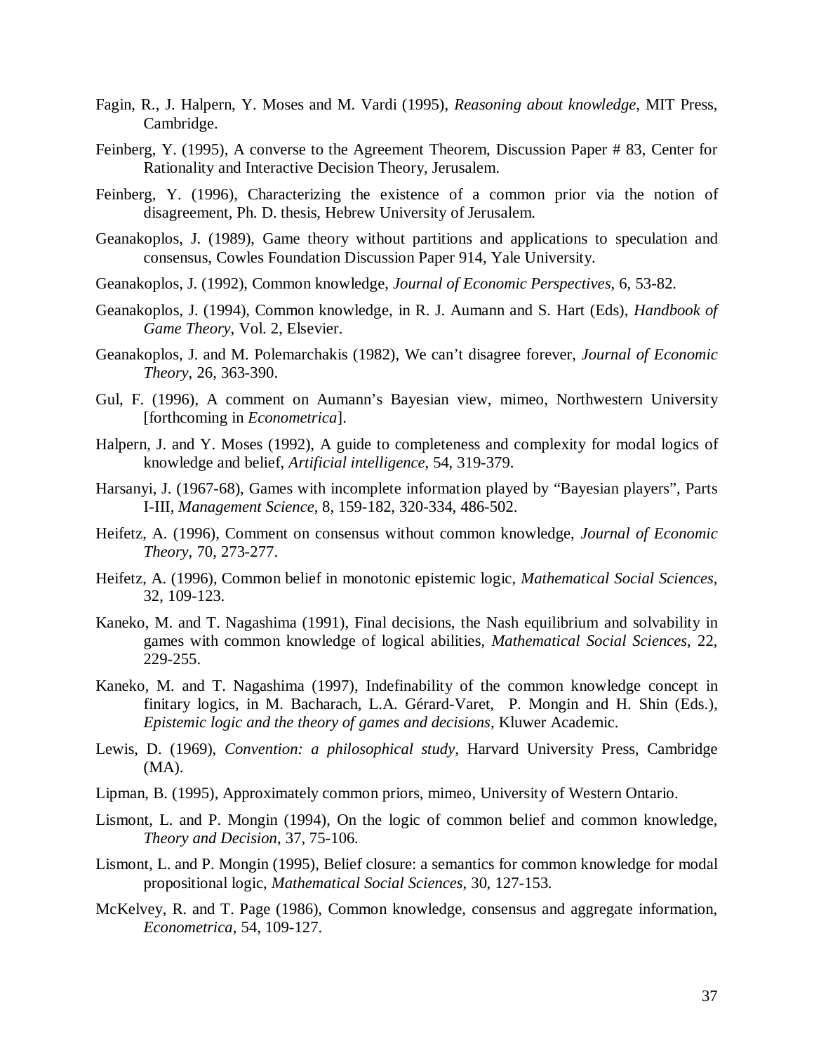Fagin, R., J. Halpern, Y. Moses and M. Vardi (1995), *Reasoning about knowledge*, MIT Press, Cambridge.

Feinberg, Y. (1995), A converse to the Agreement Theorem, Discussion Paper # 83, Center for Rationality and Interactive Decision Theory, Jerusalem.

Feinberg, Y. (1996), Characterizing the existence of a common prior via the notion of disagreement, Ph. D. thesis, Hebrew University of Jerusalem.

Geanakoplos, J. (1989), Game theory without partitions and applications to speculation and consensus, Cowles Foundation Discussion Paper 914, Yale University.

Geanakoplos, J. (1992), Common knowledge, *Journal of Economic Perspectives*, 6, 53-82.

Geanakoplos, J. (1994), Common knowledge, in R. J. Aumann and S. Hart (Eds), *Handbook of Game Theory*, Vol. 2, Elsevier.

Geanakoplos, J. and M. Polemarchakis (1982), We can't disagree forever, *Journal of Economic Theory*, 26, 363-390.

Gul, F. (1996), A comment on Aumann's Bayesian view, mimeo, Northwestern University [forthcoming in *Econometrica*].

Halpern, J. and Y. Moses (1992), A guide to completeness and complexity for modal logics of knowledge and belief, *Artificial intelligence*, 54, 319-379.

Harsanyi, J. (1967-68), Games with incomplete information played by "Bayesian players", Parts I-III, *Management Science*, 8, 159-182, 320-334, 486-502.

Heifetz, A. (1996), Comment on consensus without common knowledge, *Journal of Economic Theory*, 70, 273-277.

Heifetz, A. (1996), Common belief in monotonic epistemic logic, *Mathematical Social Sciences*, 32, 109-123.

Kaneko, M. and T. Nagashima (1991), Final decisions, the Nash equilibrium and solvability in games with common knowledge of logical abilities, *Mathematical Social Sciences*, 22, 229-255.

Kaneko, M. and T. Nagashima (1997), Indefinability of the common knowledge concept in finitary logics, in M. Bacharach, L.A. Gérard-Varet, P. Mongin and H. Shin (Eds.), *Epistemic logic and the theory of games and decisions*, Kluwer Academic.

Lewis, D. (1969), *Convention: a philosophical study*, Harvard University Press, Cambridge (MA).

Lipman, B. (1995), Approximately common priors, mimeo, University of Western Ontario.

Lismont, L. and P. Mongin (1994), On the logic of common belief and common knowledge, *Theory and Decision*, 37, 75-106.

Lismont, L. and P. Mongin (1995), Belief closure: a semantics for common knowledge for modal propositional logic, *Mathematical Social Sciences*, 30, 127-153.

McKelvey, R. and T. Page (1986), Common knowledge, consensus and aggregate information, *Econometrica*, 54, 109-127.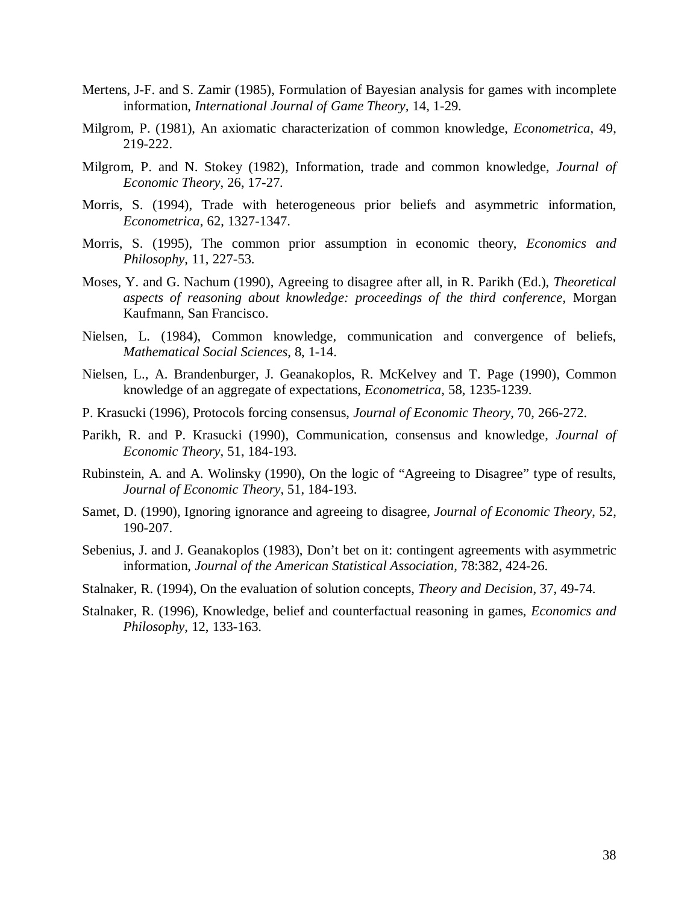Mertens, J-F. and S. Zamir (1985), Formulation of Bayesian analysis for games with incomplete information, *International Journal of Game Theory*, 14, 1-29.

Milgrom, P. (1981), An axiomatic characterization of common knowledge, *Econometrica*, 49, 219-222.

Milgrom, P. and N. Stokey (1982), Information, trade and common knowledge, *Journal of Economic Theory*, 26, 17-27.

Morris, S. (1994), Trade with heterogeneous prior beliefs and asymmetric information, *Econometrica*, 62, 1327-1347.

Morris, S. (1995), The common prior assumption in economic theory, *Economics and Philosophy*, 11, 227-53.

Moses, Y. and G. Nachum (1990), Agreeing to disagree after all, in R. Parikh (Ed.), *Theoretical aspects of reasoning about knowledge: proceedings of the third conference*, Morgan Kaufmann, San Francisco.

Nielsen, L. (1984), Common knowledge, communication and convergence of beliefs, *Mathematical Social Sciences*, 8, 1-14.

Nielsen, L., A. Brandenburger, J. Geanakoplos, R. McKelvey and T. Page (1990), Common knowledge of an aggregate of expectations, *Econometrica*, 58, 1235-1239.

P. Krasucki (1996), Protocols forcing consensus, *Journal of Economic Theory*, 70, 266-272.

Parikh, R. and P. Krasucki (1990), Communication, consensus and knowledge, *Journal of Economic Theory*, 51, 184-193.

Rubinstein, A. and A. Wolinsky (1990), On the logic of "Agreeing to Disagree" type of results, *Journal of Economic Theory*, 51, 184-193.

Samet, D. (1990), Ignoring ignorance and agreeing to disagree, *Journal of Economic Theory*, 52, 190-207.

Sebenius, J. and J. Geanakoplos (1983), Don't bet on it: contingent agreements with asymmetric information, *Journal of the American Statistical Association*, 78:382, 424-26.

Stalnaker, R. (1994), On the evaluation of solution concepts, *Theory and Decision*, 37, 49-74.

Stalnaker, R. (1996), Knowledge, belief and counterfactual reasoning in games, *Economics and Philosophy*, 12, 133-163.